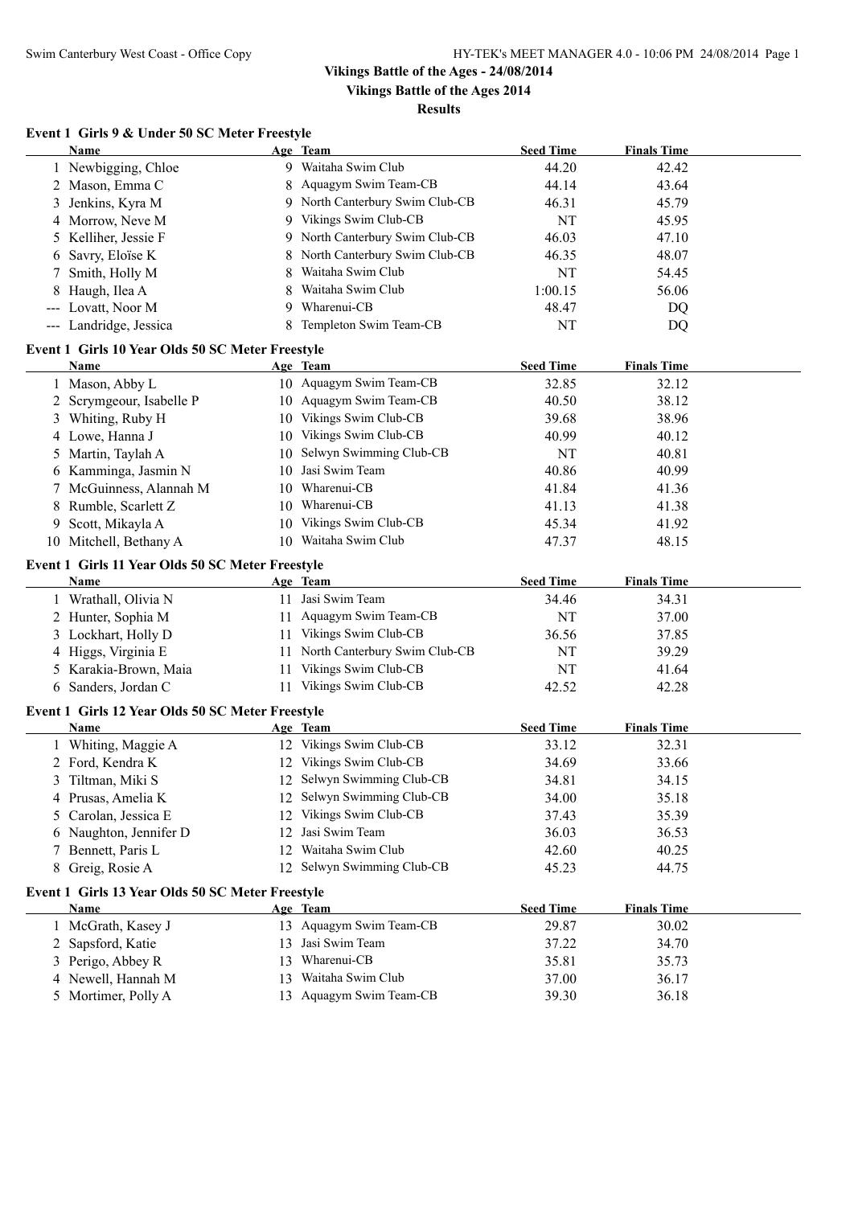## Vikings Battle of the Ages - 24/08/2014

## Vikings Battle of the Ages 2014

## Results

### Event 1 Girls 9 & Under 50 SC Meter Freestyle

| | Name | Age | Team | Seed Time | Finals Time |
|---|---|---|---|---|---|
| 1 | Newbigging, Chloe | 9 | Waitaha Swim Club | 44.20 | 42.42 |
| 2 | Mason, Emma C | 8 | Aquagym Swim Team-CB | 44.14 | 43.64 |
| 3 | Jenkins, Kyra M | 9 | North Canterbury Swim Club-CB | 46.31 | 45.79 |
| 4 | Morrow, Neve M | 9 | Vikings Swim Club-CB | NT | 45.95 |
| 5 | Kelliher, Jessie F | 9 | North Canterbury Swim Club-CB | 46.03 | 47.10 |
| 6 | Savry, Eloïse K | 8 | North Canterbury Swim Club-CB | 46.35 | 48.07 |
| 7 | Smith, Holly M | 8 | Waitaha Swim Club | NT | 54.45 |
| 8 | Haugh, Ilea A | 8 | Waitaha Swim Club | 1:00.15 | 56.06 |
| --- | Lovatt, Noor M | 9 | Wharenui-CB | 48.47 | DQ |
| --- | Landridge, Jessica | 8 | Templeton Swim Team-CB | NT | DQ |

### Event 1 Girls 10 Year Olds 50 SC Meter Freestyle

| | Name | Age | Team | Seed Time | Finals Time |
|---|---|---|---|---|---|
| 1 | Mason, Abby L | 10 | Aquagym Swim Team-CB | 32.85 | 32.12 |
| 2 | Scrymgeour, Isabelle P | 10 | Aquagym Swim Team-CB | 40.50 | 38.12 |
| 3 | Whiting, Ruby H | 10 | Vikings Swim Club-CB | 39.68 | 38.96 |
| 4 | Lowe, Hanna J | 10 | Vikings Swim Club-CB | 40.99 | 40.12 |
| 5 | Martin, Taylah A | 10 | Selwyn Swimming Club-CB | NT | 40.81 |
| 6 | Kamminga, Jasmin N | 10 | Jasi Swim Team | 40.86 | 40.99 |
| 7 | McGuinness, Alannah M | 10 | Wharenui-CB | 41.84 | 41.36 |
| 8 | Rumble, Scarlett Z | 10 | Wharenui-CB | 41.13 | 41.38 |
| 9 | Scott, Mikayla A | 10 | Vikings Swim Club-CB | 45.34 | 41.92 |
| 10 | Mitchell, Bethany A | 10 | Waitaha Swim Club | 47.37 | 48.15 |

### Event 1 Girls 11 Year Olds 50 SC Meter Freestyle

| | Name | Age | Team | Seed Time | Finals Time |
|---|---|---|---|---|---|
| 1 | Wrathall, Olivia N | 11 | Jasi Swim Team | 34.46 | 34.31 |
| 2 | Hunter, Sophia M | 11 | Aquagym Swim Team-CB | NT | 37.00 |
| 3 | Lockhart, Holly D | 11 | Vikings Swim Club-CB | 36.56 | 37.85 |
| 4 | Higgs, Virginia E | 11 | North Canterbury Swim Club-CB | NT | 39.29 |
| 5 | Karakia-Brown, Maia | 11 | Vikings Swim Club-CB | NT | 41.64 |
| 6 | Sanders, Jordan C | 11 | Vikings Swim Club-CB | 42.52 | 42.28 |

### Event 1 Girls 12 Year Olds 50 SC Meter Freestyle

| | Name | Age | Team | Seed Time | Finals Time |
|---|---|---|---|---|---|
| 1 | Whiting, Maggie A | 12 | Vikings Swim Club-CB | 33.12 | 32.31 |
| 2 | Ford, Kendra K | 12 | Vikings Swim Club-CB | 34.69 | 33.66 |
| 3 | Tiltman, Miki S | 12 | Selwyn Swimming Club-CB | 34.81 | 34.15 |
| 4 | Prusas, Amelia K | 12 | Selwyn Swimming Club-CB | 34.00 | 35.18 |
| 5 | Carolan, Jessica E | 12 | Vikings Swim Club-CB | 37.43 | 35.39 |
| 6 | Naughton, Jennifer D | 12 | Jasi Swim Team | 36.03 | 36.53 |
| 7 | Bennett, Paris L | 12 | Waitaha Swim Club | 42.60 | 40.25 |
| 8 | Greig, Rosie A | 12 | Selwyn Swimming Club-CB | 45.23 | 44.75 |

### Event 1 Girls 13 Year Olds 50 SC Meter Freestyle

| | Name | Age | Team | Seed Time | Finals Time |
|---|---|---|---|---|---|
| 1 | McGrath, Kasey J | 13 | Aquagym Swim Team-CB | 29.87 | 30.02 |
| 2 | Sapsford, Katie | 13 | Jasi Swim Team | 37.22 | 34.70 |
| 3 | Perigo, Abbey R | 13 | Wharenui-CB | 35.81 | 35.73 |
| 4 | Newell, Hannah M | 13 | Waitaha Swim Club | 37.00 | 36.17 |
| 5 | Mortimer, Polly A | 13 | Aquagym Swim Team-CB | 39.30 | 36.18 |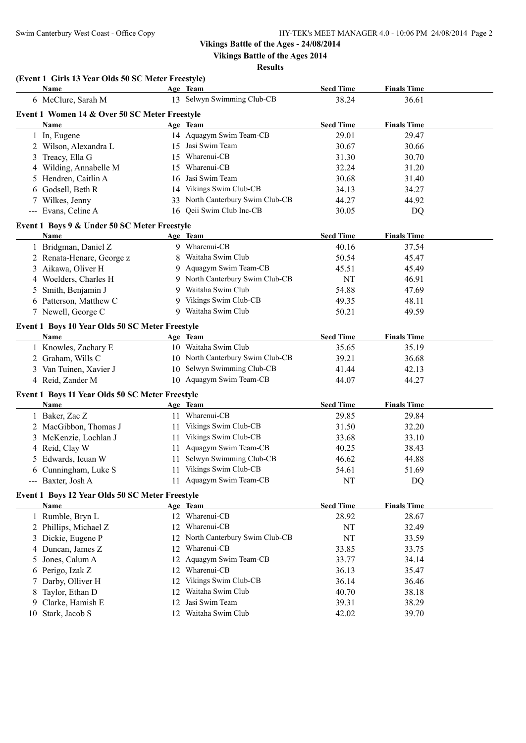**Vikings Battle of the Ages - 24/08/2014**

**Vikings Battle of the Ages 2014**

**Results**

### (Event 1 Girls 13 Year Olds 50 SC Meter Freestyle)

| | Name | Age | Team | Seed Time | Finals Time |
|---|---|---|---|---|---|
| 6 | McClure, Sarah M | 13 | Selwyn Swimming Club-CB | 38.24 | 36.61 |

### Event 1 Women 14 & Over 50 SC Meter Freestyle

| | Name | Age | Team | Seed Time | Finals Time |
|---|---|---|---|---|---|
| 1 | In, Eugene | 14 | Aquagym Swim Team-CB | 29.01 | 29.47 |
| 2 | Wilson, Alexandra L | 15 | Jasi Swim Team | 30.67 | 30.66 |
| 3 | Treacy, Ella G | 15 | Wharenui-CB | 31.30 | 30.70 |
| 4 | Wilding, Annabelle M | 15 | Wharenui-CB | 32.24 | 31.20 |
| 5 | Hendren, Caitlin A | 16 | Jasi Swim Team | 30.68 | 31.40 |
| 6 | Godsell, Beth R | 14 | Vikings Swim Club-CB | 34.13 | 34.27 |
| 7 | Wilkes, Jenny | 33 | North Canterbury Swim Club-CB | 44.27 | 44.92 |
| --- | Evans, Celine A | 16 | Qeii Swim Club Inc-CB | 30.05 | DQ |

### Event 1 Boys 9 & Under 50 SC Meter Freestyle

| | Name | Age | Team | Seed Time | Finals Time |
|---|---|---|---|---|---|
| 1 | Bridgman, Daniel Z | 9 | Wharenui-CB | 40.16 | 37.54 |
| 2 | Renata-Henare, George z | 8 | Waitaha Swim Club | 50.54 | 45.47 |
| 3 | Aikawa, Oliver H | 9 | Aquagym Swim Team-CB | 45.51 | 45.49 |
| 4 | Woelders, Charles H | 9 | North Canterbury Swim Club-CB | NT | 46.91 |
| 5 | Smith, Benjamin J | 9 | Waitaha Swim Club | 54.88 | 47.69 |
| 6 | Patterson, Matthew C | 9 | Vikings Swim Club-CB | 49.35 | 48.11 |
| 7 | Newell, George C | 9 | Waitaha Swim Club | 50.21 | 49.59 |

### Event 1 Boys 10 Year Olds 50 SC Meter Freestyle

| | Name | Age | Team | Seed Time | Finals Time |
|---|---|---|---|---|---|
| 1 | Knowles, Zachary E | 10 | Waitaha Swim Club | 35.65 | 35.19 |
| 2 | Graham, Wills C | 10 | North Canterbury Swim Club-CB | 39.21 | 36.68 |
| 3 | Van Tuinen, Xavier J | 10 | Selwyn Swimming Club-CB | 41.44 | 42.13 |
| 4 | Reid, Zander M | 10 | Aquagym Swim Team-CB | 44.07 | 44.27 |

### Event 1 Boys 11 Year Olds 50 SC Meter Freestyle

| | Name | Age | Team | Seed Time | Finals Time |
|---|---|---|---|---|---|
| 1 | Baker, Zac Z | 11 | Wharenui-CB | 29.85 | 29.84 |
| 2 | MacGibbon, Thomas J | 11 | Vikings Swim Club-CB | 31.50 | 32.20 |
| 3 | McKenzie, Lochlan J | 11 | Vikings Swim Club-CB | 33.68 | 33.10 |
| 4 | Reid, Clay W | 11 | Aquagym Swim Team-CB | 40.25 | 38.43 |
| 5 | Edwards, Ieuan W | 11 | Selwyn Swimming Club-CB | 46.62 | 44.88 |
| 6 | Cunningham, Luke S | 11 | Vikings Swim Club-CB | 54.61 | 51.69 |
| --- | Baxter, Josh A | 11 | Aquagym Swim Team-CB | NT | DQ |

### Event 1 Boys 12 Year Olds 50 SC Meter Freestyle

| | Name | Age | Team | Seed Time | Finals Time |
|---|---|---|---|---|---|
| 1 | Rumble, Bryn L | 12 | Wharenui-CB | 28.92 | 28.67 |
| 2 | Phillips, Michael Z | 12 | Wharenui-CB | NT | 32.49 |
| 3 | Dickie, Eugene P | 12 | North Canterbury Swim Club-CB | NT | 33.59 |
| 4 | Duncan, James Z | 12 | Wharenui-CB | 33.85 | 33.75 |
| 5 | Jones, Calum A | 12 | Aquagym Swim Team-CB | 33.77 | 34.14 |
| 6 | Perigo, Izak Z | 12 | Wharenui-CB | 36.13 | 35.47 |
| 7 | Darby, Olliver H | 12 | Vikings Swim Club-CB | 36.14 | 36.46 |
| 8 | Taylor, Ethan D | 12 | Waitaha Swim Club | 40.70 | 38.18 |
| 9 | Clarke, Hamish E | 12 | Jasi Swim Team | 39.31 | 38.29 |
| 10 | Stark, Jacob S | 12 | Waitaha Swim Club | 42.02 | 39.70 |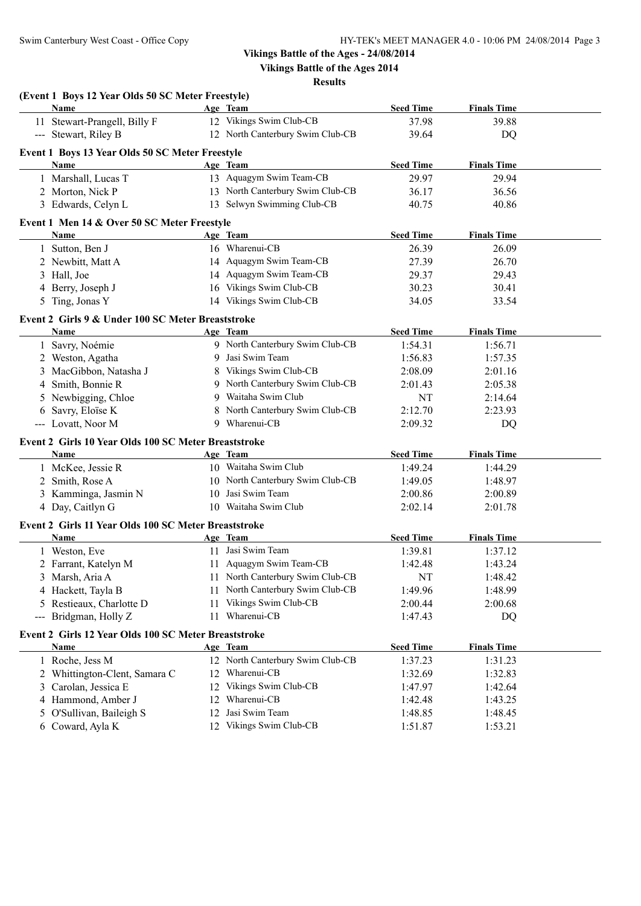## Vikings Battle of the Ages - 24/08/2014

## Vikings Battle of the Ages 2014

### Results

**(Event 1 Boys 12 Year Olds 50 SC Meter Freestyle)**

| | Name | Age | Team | Seed Time | Finals Time |
|---|---|---|---|---|---|
| 11 | Stewart-Prangell, Billy F | 12 | Vikings Swim Club-CB | 37.98 | 39.88 |
| --- | Stewart, Riley B | 12 | North Canterbury Swim Club-CB | 39.64 | DQ |

**Event 1 Boys 13 Year Olds 50 SC Meter Freestyle**

| | Name | Age | Team | Seed Time | Finals Time |
|---|---|---|---|---|---|
| 1 | Marshall, Lucas T | 13 | Aquagym Swim Team-CB | 29.97 | 29.94 |
| 2 | Morton, Nick P | 13 | North Canterbury Swim Club-CB | 36.17 | 36.56 |
| 3 | Edwards, Celyn L | 13 | Selwyn Swimming Club-CB | 40.75 | 40.86 |

**Event 1 Men 14 & Over 50 SC Meter Freestyle**

| | Name | Age | Team | Seed Time | Finals Time |
|---|---|---|---|---|---|
| 1 | Sutton, Ben J | 16 | Wharenui-CB | 26.39 | 26.09 |
| 2 | Newbitt, Matt A | 14 | Aquagym Swim Team-CB | 27.39 | 26.70 |
| 3 | Hall, Joe | 14 | Aquagym Swim Team-CB | 29.37 | 29.43 |
| 4 | Berry, Joseph J | 16 | Vikings Swim Club-CB | 30.23 | 30.41 |
| 5 | Ting, Jonas Y | 14 | Vikings Swim Club-CB | 34.05 | 33.54 |

**Event 2 Girls 9 & Under 100 SC Meter Breaststroke**

| | Name | Age | Team | Seed Time | Finals Time |
|---|---|---|---|---|---|
| 1 | Savry, Noémie | 9 | North Canterbury Swim Club-CB | 1:54.31 | 1:56.71 |
| 2 | Weston, Agatha | 9 | Jasi Swim Team | 1:56.83 | 1:57.35 |
| 3 | MacGibbon, Natasha J | 8 | Vikings Swim Club-CB | 2:08.09 | 2:01.16 |
| 4 | Smith, Bonnie R | 9 | North Canterbury Swim Club-CB | 2:01.43 | 2:05.38 |
| 5 | Newbigging, Chloe | 9 | Waitaha Swim Club | NT | 2:14.64 |
| 6 | Savry, Eloïse K | 8 | North Canterbury Swim Club-CB | 2:12.70 | 2:23.93 |
| --- | Lovatt, Noor M | 9 | Wharenui-CB | 2:09.32 | DQ |

**Event 2 Girls 10 Year Olds 100 SC Meter Breaststroke**

| | Name | Age | Team | Seed Time | Finals Time |
|---|---|---|---|---|---|
| 1 | McKee, Jessie R | 10 | Waitaha Swim Club | 1:49.24 | 1:44.29 |
| 2 | Smith, Rose A | 10 | North Canterbury Swim Club-CB | 1:49.05 | 1:48.97 |
| 3 | Kamminga, Jasmin N | 10 | Jasi Swim Team | 2:00.86 | 2:00.89 |
| 4 | Day, Caitlyn G | 10 | Waitaha Swim Club | 2:02.14 | 2:01.78 |

**Event 2 Girls 11 Year Olds 100 SC Meter Breaststroke**

| | Name | Age | Team | Seed Time | Finals Time |
|---|---|---|---|---|---|
| 1 | Weston, Eve | 11 | Jasi Swim Team | 1:39.81 | 1:37.12 |
| 2 | Farrant, Katelyn M | 11 | Aquagym Swim Team-CB | 1:42.48 | 1:43.24 |
| 3 | Marsh, Aria A | 11 | North Canterbury Swim Club-CB | NT | 1:48.42 |
| 4 | Hackett, Tayla B | 11 | North Canterbury Swim Club-CB | 1:49.96 | 1:48.99 |
| 5 | Restieaux, Charlotte D | 11 | Vikings Swim Club-CB | 2:00.44 | 2:00.68 |
| --- | Bridgman, Holly Z | 11 | Wharenui-CB | 1:47.43 | DQ |

**Event 2 Girls 12 Year Olds 100 SC Meter Breaststroke**

| | Name | Age | Team | Seed Time | Finals Time |
|---|---|---|---|---|---|
| 1 | Roche, Jess M | 12 | North Canterbury Swim Club-CB | 1:37.23 | 1:31.23 |
| 2 | Whittington-Clent, Samara C | 12 | Wharenui-CB | 1:32.69 | 1:32.83 |
| 3 | Carolan, Jessica E | 12 | Vikings Swim Club-CB | 1:47.97 | 1:42.64 |
| 4 | Hammond, Amber J | 12 | Wharenui-CB | 1:42.48 | 1:43.25 |
| 5 | O'Sullivan, Baileigh S | 12 | Jasi Swim Team | 1:48.85 | 1:48.45 |
| 6 | Coward, Ayla K | 12 | Vikings Swim Club-CB | 1:51.87 | 1:53.21 |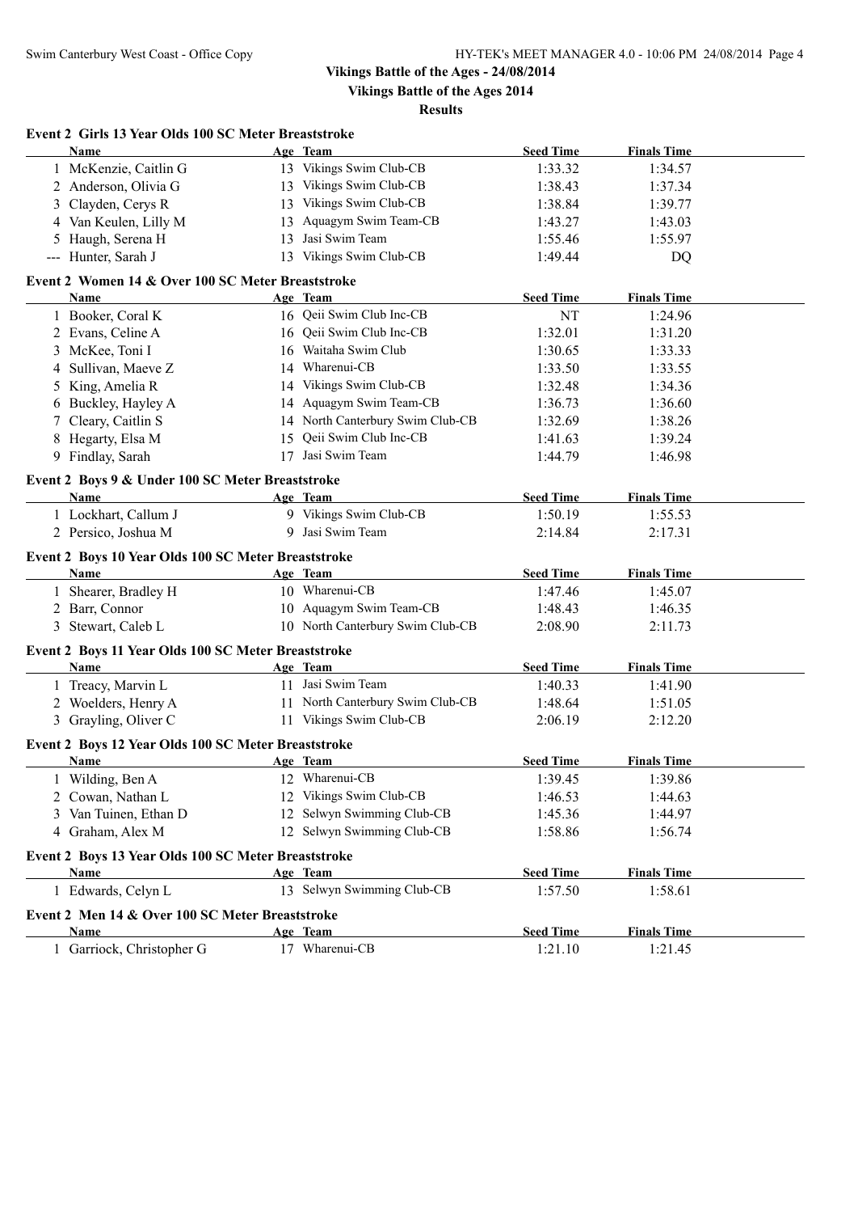# Vikings Battle of the Ages - 24/08/2014

## Vikings Battle of the Ages 2014

### Results

**Event 2 Girls 13 Year Olds 100 SC Meter Breaststroke**

| | Name | Age | Team | Seed Time | Finals Time |
|---|---|---|---|---|---|
| 1 | McKenzie, Caitlin G | 13 | Vikings Swim Club-CB | 1:33.32 | 1:34.57 |
| 2 | Anderson, Olivia G | 13 | Vikings Swim Club-CB | 1:38.43 | 1:37.34 |
| 3 | Clayden, Cerys R | 13 | Vikings Swim Club-CB | 1:38.84 | 1:39.77 |
| 4 | Van Keulen, Lilly M | 13 | Aquagym Swim Team-CB | 1:43.27 | 1:43.03 |
| 5 | Haugh, Serena H | 13 | Jasi Swim Team | 1:55.46 | 1:55.97 |
| --- | Hunter, Sarah J | 13 | Vikings Swim Club-CB | 1:49.44 | DQ |

**Event 2 Women 14 & Over 100 SC Meter Breaststroke**

| | Name | Age | Team | Seed Time | Finals Time |
|---|---|---|---|---|---|
| 1 | Booker, Coral K | 16 | Qeii Swim Club Inc-CB | NT | 1:24.96 |
| 2 | Evans, Celine A | 16 | Qeii Swim Club Inc-CB | 1:32.01 | 1:31.20 |
| 3 | McKee, Toni I | 16 | Waitaha Swim Club | 1:30.65 | 1:33.33 |
| 4 | Sullivan, Maeve Z | 14 | Wharenui-CB | 1:33.50 | 1:33.55 |
| 5 | King, Amelia R | 14 | Vikings Swim Club-CB | 1:32.48 | 1:34.36 |
| 6 | Buckley, Hayley A | 14 | Aquagym Swim Team-CB | 1:36.73 | 1:36.60 |
| 7 | Cleary, Caitlin S | 14 | North Canterbury Swim Club-CB | 1:32.69 | 1:38.26 |
| 8 | Hegarty, Elsa M | 15 | Qeii Swim Club Inc-CB | 1:41.63 | 1:39.24 |
| 9 | Findlay, Sarah | 17 | Jasi Swim Team | 1:44.79 | 1:46.98 |

**Event 2 Boys 9 & Under 100 SC Meter Breaststroke**

| | Name | Age | Team | Seed Time | Finals Time |
|---|---|---|---|---|---|
| 1 | Lockhart, Callum J | 9 | Vikings Swim Club-CB | 1:50.19 | 1:55.53 |
| 2 | Persico, Joshua M | 9 | Jasi Swim Team | 2:14.84 | 2:17.31 |

**Event 2 Boys 10 Year Olds 100 SC Meter Breaststroke**

| | Name | Age | Team | Seed Time | Finals Time |
|---|---|---|---|---|---|
| 1 | Shearer, Bradley H | 10 | Wharenui-CB | 1:47.46 | 1:45.07 |
| 2 | Barr, Connor | 10 | Aquagym Swim Team-CB | 1:48.43 | 1:46.35 |
| 3 | Stewart, Caleb L | 10 | North Canterbury Swim Club-CB | 2:08.90 | 2:11.73 |

**Event 2 Boys 11 Year Olds 100 SC Meter Breaststroke**

| | Name | Age | Team | Seed Time | Finals Time |
|---|---|---|---|---|---|
| 1 | Treacy, Marvin L | 11 | Jasi Swim Team | 1:40.33 | 1:41.90 |
| 2 | Woelders, Henry A | 11 | North Canterbury Swim Club-CB | 1:48.64 | 1:51.05 |
| 3 | Grayling, Oliver C | 11 | Vikings Swim Club-CB | 2:06.19 | 2:12.20 |

**Event 2 Boys 12 Year Olds 100 SC Meter Breaststroke**

| | Name | Age | Team | Seed Time | Finals Time |
|---|---|---|---|---|---|
| 1 | Wilding, Ben A | 12 | Wharenui-CB | 1:39.45 | 1:39.86 |
| 2 | Cowan, Nathan L | 12 | Vikings Swim Club-CB | 1:46.53 | 1:44.63 |
| 3 | Van Tuinen, Ethan D | 12 | Selwyn Swimming Club-CB | 1:45.36 | 1:44.97 |
| 4 | Graham, Alex M | 12 | Selwyn Swimming Club-CB | 1:58.86 | 1:56.74 |

**Event 2 Boys 13 Year Olds 100 SC Meter Breaststroke**

| | Name | Age | Team | Seed Time | Finals Time |
|---|---|---|---|---|---|
| 1 | Edwards, Celyn L | 13 | Selwyn Swimming Club-CB | 1:57.50 | 1:58.61 |

**Event 2 Men 14 & Over 100 SC Meter Breaststroke**

| | Name | Age | Team | Seed Time | Finals Time |
|---|---|---|---|---|---|
| 1 | Garriock, Christopher G | 17 | Wharenui-CB | 1:21.10 | 1:21.45 |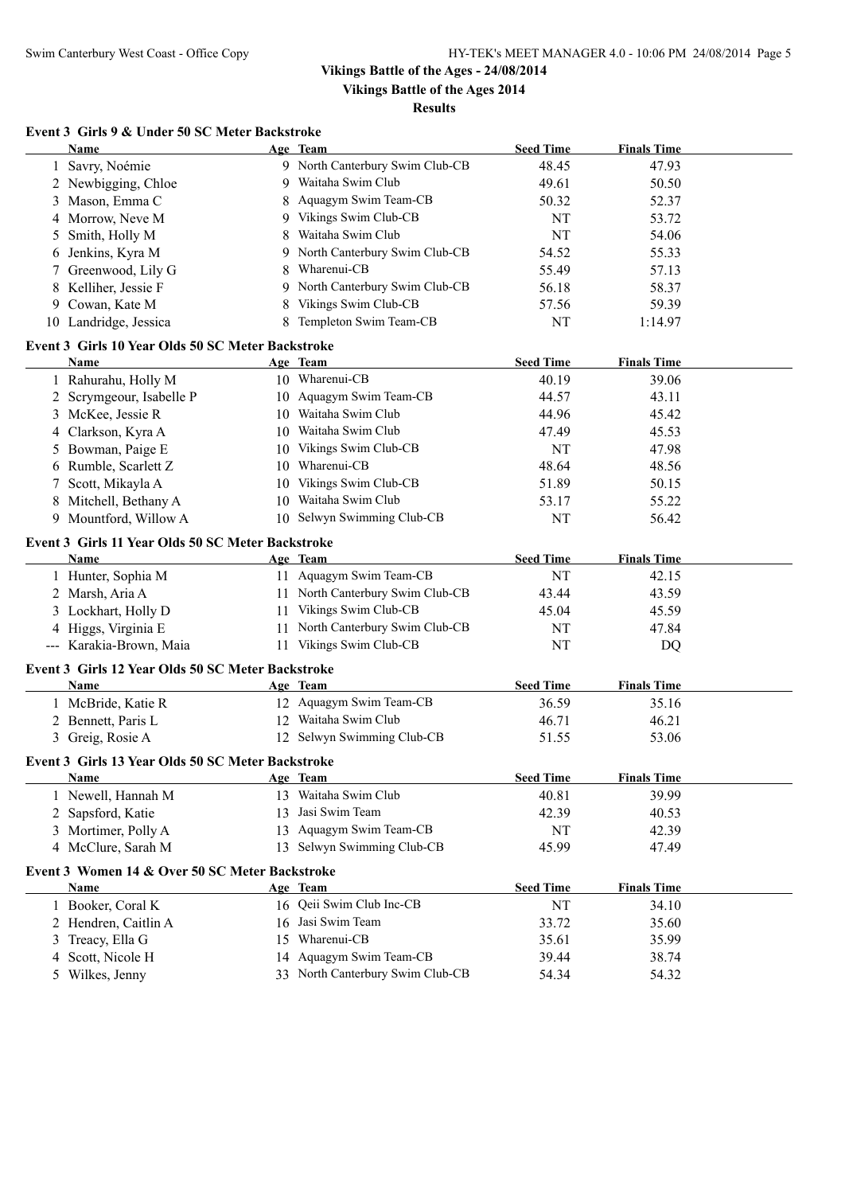## Vikings Battle of the Ages - 24/08/2014

## Vikings Battle of the Ages 2014

### Results

**Event 3 Girls 9 & Under 50 SC Meter Backstroke**

| | Name | Age | Team | Seed Time | Finals Time |
|---|---|---|---|---|---|
| 1 | Savry, Noémie | 9 | North Canterbury Swim Club-CB | 48.45 | 47.93 |
| 2 | Newbigging, Chloe | 9 | Waitaha Swim Club | 49.61 | 50.50 |
| 3 | Mason, Emma C | 8 | Aquagym Swim Team-CB | 50.32 | 52.37 |
| 4 | Morrow, Neve M | 9 | Vikings Swim Club-CB | NT | 53.72 |
| 5 | Smith, Holly M | 8 | Waitaha Swim Club | NT | 54.06 |
| 6 | Jenkins, Kyra M | 9 | North Canterbury Swim Club-CB | 54.52 | 55.33 |
| 7 | Greenwood, Lily G | 8 | Wharenui-CB | 55.49 | 57.13 |
| 8 | Kelliher, Jessie F | 9 | North Canterbury Swim Club-CB | 56.18 | 58.37 |
| 9 | Cowan, Kate M | 8 | Vikings Swim Club-CB | 57.56 | 59.39 |
| 10 | Landridge, Jessica | 8 | Templeton Swim Team-CB | NT | 1:14.97 |

**Event 3 Girls 10 Year Olds 50 SC Meter Backstroke**

| | Name | Age | Team | Seed Time | Finals Time |
|---|---|---|---|---|---|
| 1 | Rahurahu, Holly M | 10 | Wharenui-CB | 40.19 | 39.06 |
| 2 | Scrymgeour, Isabelle P | 10 | Aquagym Swim Team-CB | 44.57 | 43.11 |
| 3 | McKee, Jessie R | 10 | Waitaha Swim Club | 44.96 | 45.42 |
| 4 | Clarkson, Kyra A | 10 | Waitaha Swim Club | 47.49 | 45.53 |
| 5 | Bowman, Paige E | 10 | Vikings Swim Club-CB | NT | 47.98 |
| 6 | Rumble, Scarlett Z | 10 | Wharenui-CB | 48.64 | 48.56 |
| 7 | Scott, Mikayla A | 10 | Vikings Swim Club-CB | 51.89 | 50.15 |
| 8 | Mitchell, Bethany A | 10 | Waitaha Swim Club | 53.17 | 55.22 |
| 9 | Mountford, Willow A | 10 | Selwyn Swimming Club-CB | NT | 56.42 |

**Event 3 Girls 11 Year Olds 50 SC Meter Backstroke**

| | Name | Age | Team | Seed Time | Finals Time |
|---|---|---|---|---|---|
| 1 | Hunter, Sophia M | 11 | Aquagym Swim Team-CB | NT | 42.15 |
| 2 | Marsh, Aria A | 11 | North Canterbury Swim Club-CB | 43.44 | 43.59 |
| 3 | Lockhart, Holly D | 11 | Vikings Swim Club-CB | 45.04 | 45.59 |
| 4 | Higgs, Virginia E | 11 | North Canterbury Swim Club-CB | NT | 47.84 |
| --- | Karakia-Brown, Maia | 11 | Vikings Swim Club-CB | NT | DQ |

**Event 3 Girls 12 Year Olds 50 SC Meter Backstroke**

| | Name | Age | Team | Seed Time | Finals Time |
|---|---|---|---|---|---|
| 1 | McBride, Katie R | 12 | Aquagym Swim Team-CB | 36.59 | 35.16 |
| 2 | Bennett, Paris L | 12 | Waitaha Swim Club | 46.71 | 46.21 |
| 3 | Greig, Rosie A | 12 | Selwyn Swimming Club-CB | 51.55 | 53.06 |

**Event 3 Girls 13 Year Olds 50 SC Meter Backstroke**

| | Name | Age | Team | Seed Time | Finals Time |
|---|---|---|---|---|---|
| 1 | Newell, Hannah M | 13 | Waitaha Swim Club | 40.81 | 39.99 |
| 2 | Sapsford, Katie | 13 | Jasi Swim Team | 42.39 | 40.53 |
| 3 | Mortimer, Polly A | 13 | Aquagym Swim Team-CB | NT | 42.39 |
| 4 | McClure, Sarah M | 13 | Selwyn Swimming Club-CB | 45.99 | 47.49 |

**Event 3 Women 14 & Over 50 SC Meter Backstroke**

| | Name | Age | Team | Seed Time | Finals Time |
|---|---|---|---|---|---|
| 1 | Booker, Coral K | 16 | Qeii Swim Club Inc-CB | NT | 34.10 |
| 2 | Hendren, Caitlin A | 16 | Jasi Swim Team | 33.72 | 35.60 |
| 3 | Treacy, Ella G | 15 | Wharenui-CB | 35.61 | 35.99 |
| 4 | Scott, Nicole H | 14 | Aquagym Swim Team-CB | 39.44 | 38.74 |
| 5 | Wilkes, Jenny | 33 | North Canterbury Swim Club-CB | 54.34 | 54.32 |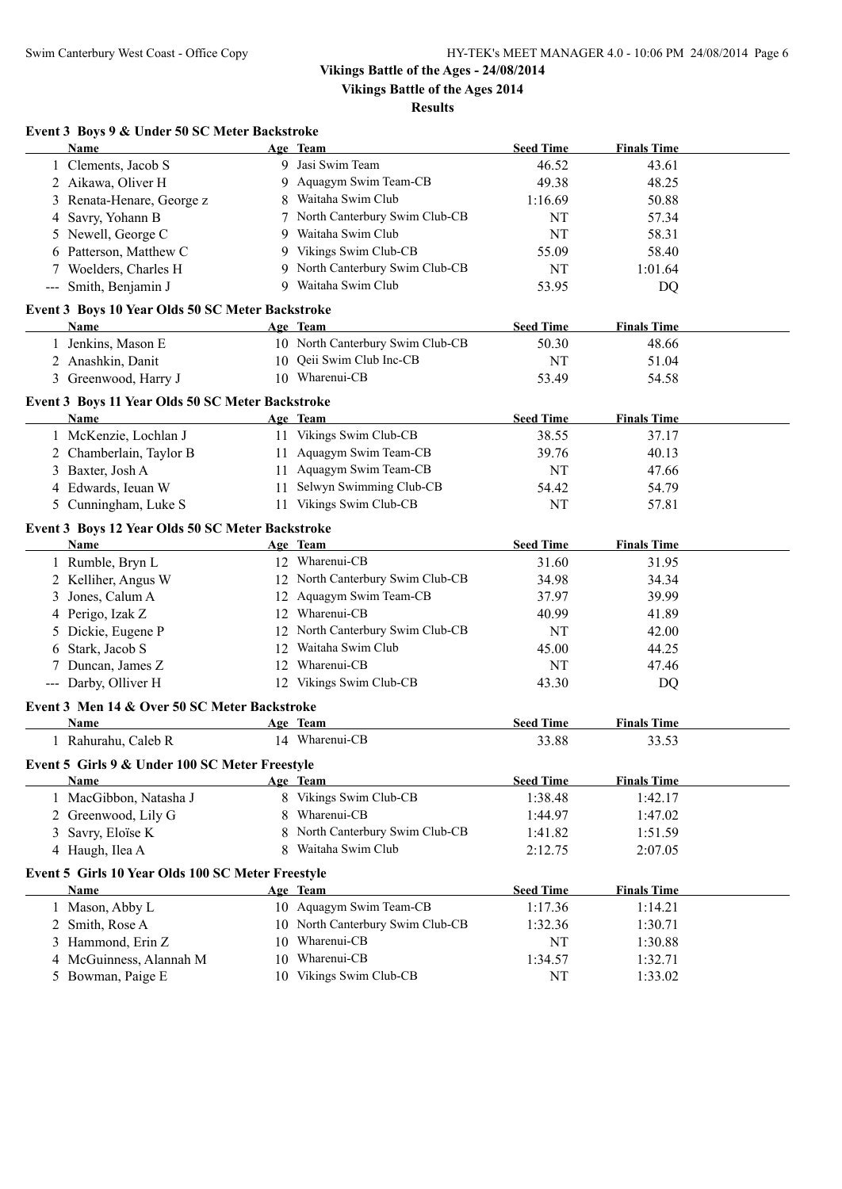# Vikings Battle of the Ages - 24/08/2014

## Vikings Battle of the Ages 2014

### Results

**Event 3 Boys 9 & Under 50 SC Meter Backstroke**

| | Name | Age | Team | Seed Time | Finals Time |
|---|---|---|---|---|---|
| 1 | Clements, Jacob S | 9 | Jasi Swim Team | 46.52 | 43.61 |
| 2 | Aikawa, Oliver H | 9 | Aquagym Swim Team-CB | 49.38 | 48.25 |
| 3 | Renata-Henare, George z | 8 | Waitaha Swim Club | 1:16.69 | 50.88 |
| 4 | Savry, Yohann B | 7 | North Canterbury Swim Club-CB | NT | 57.34 |
| 5 | Newell, George C | 9 | Waitaha Swim Club | NT | 58.31 |
| 6 | Patterson, Matthew C | 9 | Vikings Swim Club-CB | 55.09 | 58.40 |
| 7 | Woelders, Charles H | 9 | North Canterbury Swim Club-CB | NT | 1:01.64 |
| --- | Smith, Benjamin J | 9 | Waitaha Swim Club | 53.95 | DQ |

**Event 3 Boys 10 Year Olds 50 SC Meter Backstroke**

| | Name | Age | Team | Seed Time | Finals Time |
|---|---|---|---|---|---|
| 1 | Jenkins, Mason E | 10 | North Canterbury Swim Club-CB | 50.30 | 48.66 |
| 2 | Anashkin, Danit | 10 | Qeii Swim Club Inc-CB | NT | 51.04 |
| 3 | Greenwood, Harry J | 10 | Wharenui-CB | 53.49 | 54.58 |

**Event 3 Boys 11 Year Olds 50 SC Meter Backstroke**

| | Name | Age | Team | Seed Time | Finals Time |
|---|---|---|---|---|---|
| 1 | McKenzie, Lochlan J | 11 | Vikings Swim Club-CB | 38.55 | 37.17 |
| 2 | Chamberlain, Taylor B | 11 | Aquagym Swim Team-CB | 39.76 | 40.13 |
| 3 | Baxter, Josh A | 11 | Aquagym Swim Team-CB | NT | 47.66 |
| 4 | Edwards, Ieuan W | 11 | Selwyn Swimming Club-CB | 54.42 | 54.79 |
| 5 | Cunningham, Luke S | 11 | Vikings Swim Club-CB | NT | 57.81 |

**Event 3 Boys 12 Year Olds 50 SC Meter Backstroke**

| | Name | Age | Team | Seed Time | Finals Time |
|---|---|---|---|---|---|
| 1 | Rumble, Bryn L | 12 | Wharenui-CB | 31.60 | 31.95 |
| 2 | Kelliher, Angus W | 12 | North Canterbury Swim Club-CB | 34.98 | 34.34 |
| 3 | Jones, Calum A | 12 | Aquagym Swim Team-CB | 37.97 | 39.99 |
| 4 | Perigo, Izak Z | 12 | Wharenui-CB | 40.99 | 41.89 |
| 5 | Dickie, Eugene P | 12 | North Canterbury Swim Club-CB | NT | 42.00 |
| 6 | Stark, Jacob S | 12 | Waitaha Swim Club | 45.00 | 44.25 |
| 7 | Duncan, James Z | 12 | Wharenui-CB | NT | 47.46 |
| --- | Darby, Olliver H | 12 | Vikings Swim Club-CB | 43.30 | DQ |

**Event 3 Men 14 & Over 50 SC Meter Backstroke**

| | Name | Age | Team | Seed Time | Finals Time |
|---|---|---|---|---|---|
| 1 | Rahurahu, Caleb R | 14 | Wharenui-CB | 33.88 | 33.53 |

**Event 5 Girls 9 & Under 100 SC Meter Freestyle**

| | Name | Age | Team | Seed Time | Finals Time |
|---|---|---|---|---|---|
| 1 | MacGibbon, Natasha J | 8 | Vikings Swim Club-CB | 1:38.48 | 1:42.17 |
| 2 | Greenwood, Lily G | 8 | Wharenui-CB | 1:44.97 | 1:47.02 |
| 3 | Savry, Eloïse K | 8 | North Canterbury Swim Club-CB | 1:41.82 | 1:51.59 |
| 4 | Haugh, Ilea A | 8 | Waitaha Swim Club | 2:12.75 | 2:07.05 |

**Event 5 Girls 10 Year Olds 100 SC Meter Freestyle**

| | Name | Age | Team | Seed Time | Finals Time |
|---|---|---|---|---|---|
| 1 | Mason, Abby L | 10 | Aquagym Swim Team-CB | 1:17.36 | 1:14.21 |
| 2 | Smith, Rose A | 10 | North Canterbury Swim Club-CB | 1:32.36 | 1:30.71 |
| 3 | Hammond, Erin Z | 10 | Wharenui-CB | NT | 1:30.88 |
| 4 | McGuinness, Alannah M | 10 | Wharenui-CB | 1:34.57 | 1:32.71 |
| 5 | Bowman, Paige E | 10 | Vikings Swim Club-CB | NT | 1:33.02 |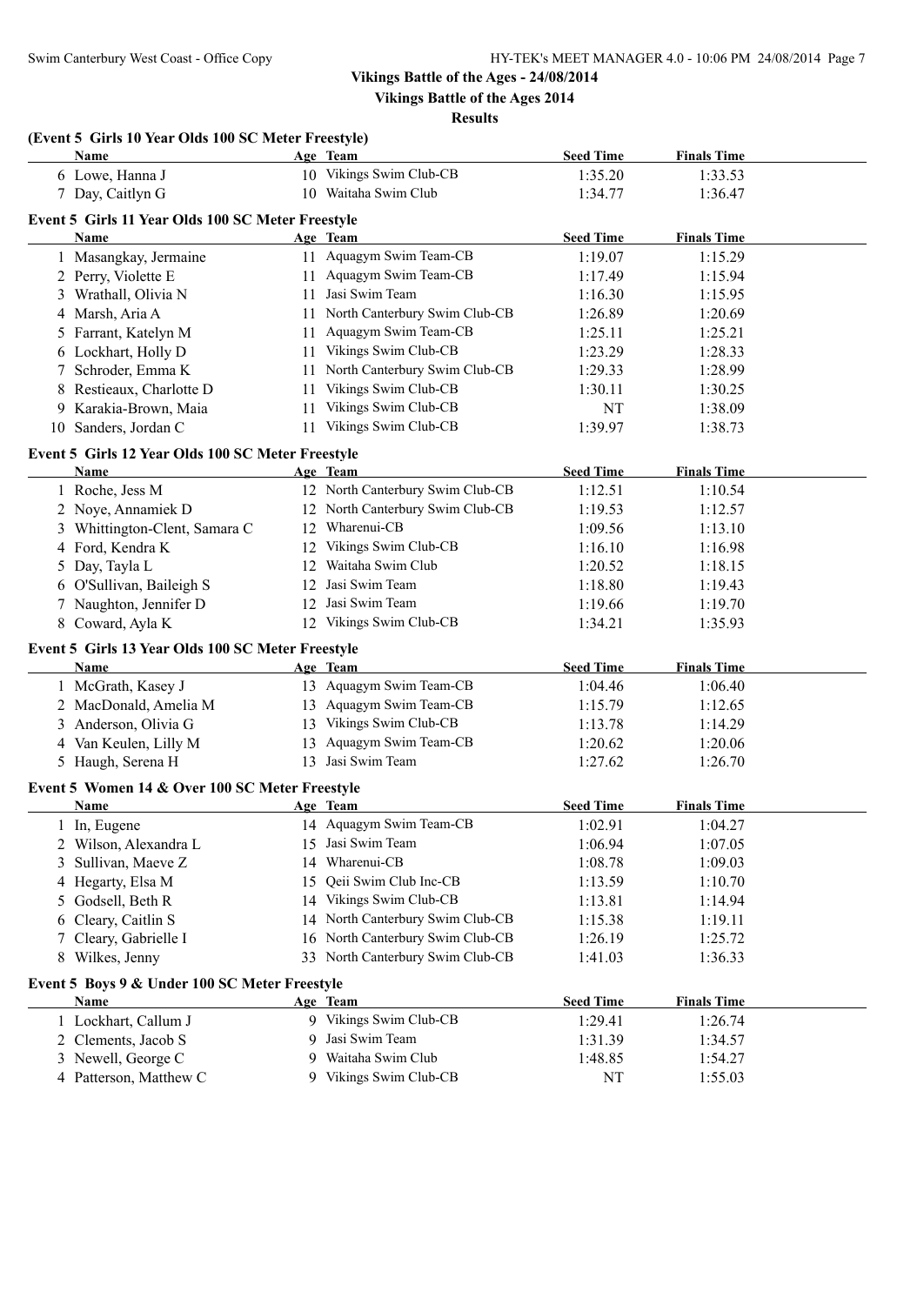## Vikings Battle of the Ages - 24/08/2014

## Vikings Battle of the Ages 2014

### Results

**(Event 5 Girls 10 Year Olds 100 SC Meter Freestyle)**

| | Name | Age | Team | Seed Time | Finals Time |
|---|---|---|---|---|---|
| 6 | Lowe, Hanna J | 10 | Vikings Swim Club-CB | 1:35.20 | 1:33.53 |
| 7 | Day, Caitlyn G | 10 | Waitaha Swim Club | 1:34.77 | 1:36.47 |

**Event 5 Girls 11 Year Olds 100 SC Meter Freestyle**

| | Name | Age | Team | Seed Time | Finals Time |
|---|---|---|---|---|---|
| 1 | Masangkay, Jermaine | 11 | Aquagym Swim Team-CB | 1:19.07 | 1:15.29 |
| 2 | Perry, Violette E | 11 | Aquagym Swim Team-CB | 1:17.49 | 1:15.94 |
| 3 | Wrathall, Olivia N | 11 | Jasi Swim Team | 1:16.30 | 1:15.95 |
| 4 | Marsh, Aria A | 11 | North Canterbury Swim Club-CB | 1:26.89 | 1:20.69 |
| 5 | Farrant, Katelyn M | 11 | Aquagym Swim Team-CB | 1:25.11 | 1:25.21 |
| 6 | Lockhart, Holly D | 11 | Vikings Swim Club-CB | 1:23.29 | 1:28.33 |
| 7 | Schroder, Emma K | 11 | North Canterbury Swim Club-CB | 1:29.33 | 1:28.99 |
| 8 | Restieaux, Charlotte D | 11 | Vikings Swim Club-CB | 1:30.11 | 1:30.25 |
| 9 | Karakia-Brown, Maia | 11 | Vikings Swim Club-CB | NT | 1:38.09 |
| 10 | Sanders, Jordan C | 11 | Vikings Swim Club-CB | 1:39.97 | 1:38.73 |

**Event 5 Girls 12 Year Olds 100 SC Meter Freestyle**

| | Name | Age | Team | Seed Time | Finals Time |
|---|---|---|---|---|---|
| 1 | Roche, Jess M | 12 | North Canterbury Swim Club-CB | 1:12.51 | 1:10.54 |
| 2 | Noye, Annamiek D | 12 | North Canterbury Swim Club-CB | 1:19.53 | 1:12.57 |
| 3 | Whittington-Clent, Samara C | 12 | Wharenui-CB | 1:09.56 | 1:13.10 |
| 4 | Ford, Kendra K | 12 | Vikings Swim Club-CB | 1:16.10 | 1:16.98 |
| 5 | Day, Tayla L | 12 | Waitaha Swim Club | 1:20.52 | 1:18.15 |
| 6 | O'Sullivan, Baileigh S | 12 | Jasi Swim Team | 1:18.80 | 1:19.43 |
| 7 | Naughton, Jennifer D | 12 | Jasi Swim Team | 1:19.66 | 1:19.70 |
| 8 | Coward, Ayla K | 12 | Vikings Swim Club-CB | 1:34.21 | 1:35.93 |

**Event 5 Girls 13 Year Olds 100 SC Meter Freestyle**

| | Name | Age | Team | Seed Time | Finals Time |
|---|---|---|---|---|---|
| 1 | McGrath, Kasey J | 13 | Aquagym Swim Team-CB | 1:04.46 | 1:06.40 |
| 2 | MacDonald, Amelia M | 13 | Aquagym Swim Team-CB | 1:15.79 | 1:12.65 |
| 3 | Anderson, Olivia G | 13 | Vikings Swim Club-CB | 1:13.78 | 1:14.29 |
| 4 | Van Keulen, Lilly M | 13 | Aquagym Swim Team-CB | 1:20.62 | 1:20.06 |
| 5 | Haugh, Serena H | 13 | Jasi Swim Team | 1:27.62 | 1:26.70 |

**Event 5 Women 14 & Over 100 SC Meter Freestyle**

| | Name | Age | Team | Seed Time | Finals Time |
|---|---|---|---|---|---|
| 1 | In, Eugene | 14 | Aquagym Swim Team-CB | 1:02.91 | 1:04.27 |
| 2 | Wilson, Alexandra L | 15 | Jasi Swim Team | 1:06.94 | 1:07.05 |
| 3 | Sullivan, Maeve Z | 14 | Wharenui-CB | 1:08.78 | 1:09.03 |
| 4 | Hegarty, Elsa M | 15 | Qeii Swim Club Inc-CB | 1:13.59 | 1:10.70 |
| 5 | Godsell, Beth R | 14 | Vikings Swim Club-CB | 1:13.81 | 1:14.94 |
| 6 | Cleary, Caitlin S | 14 | North Canterbury Swim Club-CB | 1:15.38 | 1:19.11 |
| 7 | Cleary, Gabrielle I | 16 | North Canterbury Swim Club-CB | 1:26.19 | 1:25.72 |
| 8 | Wilkes, Jenny | 33 | North Canterbury Swim Club-CB | 1:41.03 | 1:36.33 |

**Event 5 Boys 9 & Under 100 SC Meter Freestyle**

| | Name | Age | Team | Seed Time | Finals Time |
|---|---|---|---|---|---|
| 1 | Lockhart, Callum J | 9 | Vikings Swim Club-CB | 1:29.41 | 1:26.74 |
| 2 | Clements, Jacob S | 9 | Jasi Swim Team | 1:31.39 | 1:34.57 |
| 3 | Newell, George C | 9 | Waitaha Swim Club | 1:48.85 | 1:54.27 |
| 4 | Patterson, Matthew C | 9 | Vikings Swim Club-CB | NT | 1:55.03 |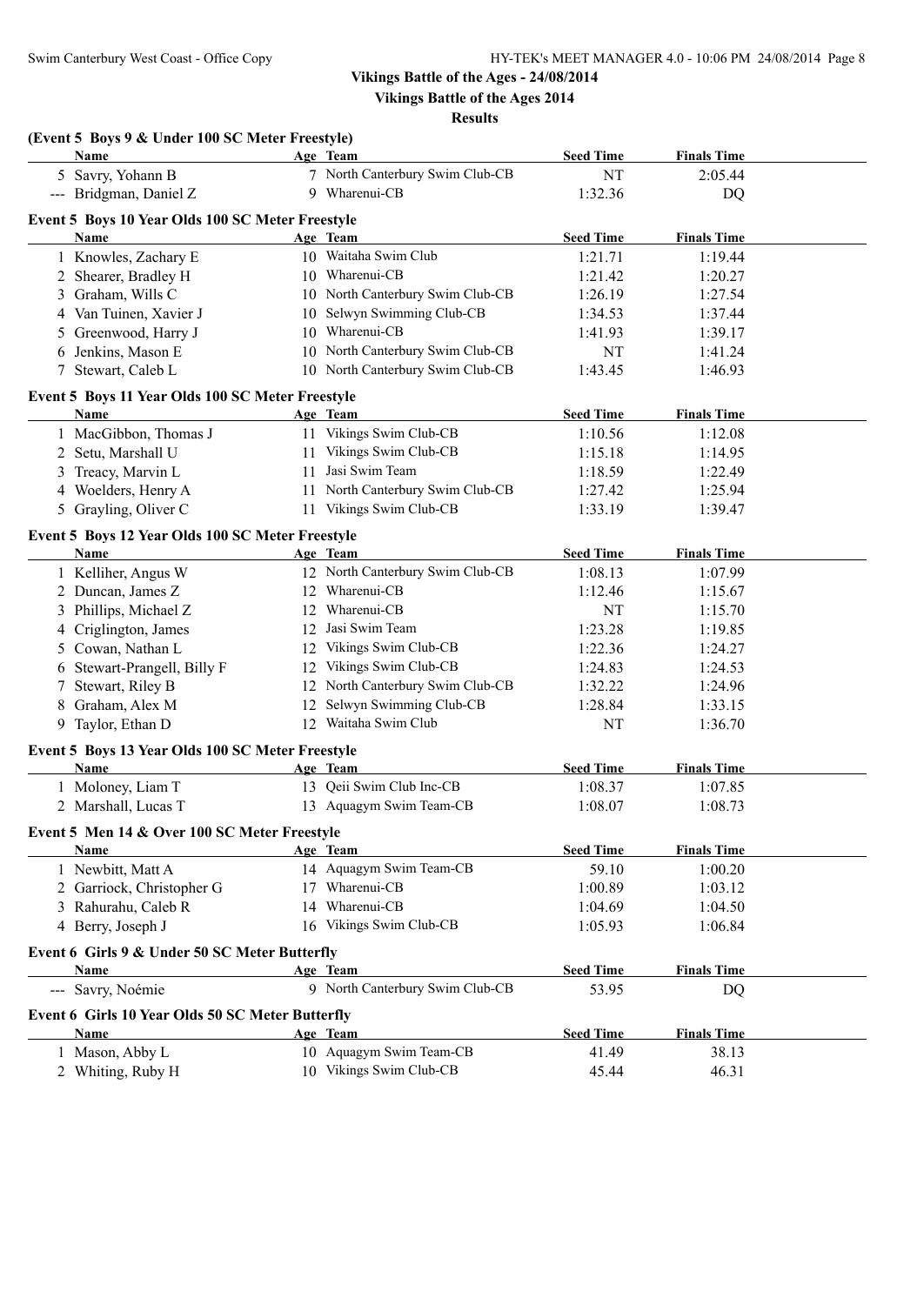**Vikings Battle of the Ages - 24/08/2014**

**Vikings Battle of the Ages 2014**

**Results**

### (Event 5 Boys 9 & Under 100 SC Meter Freestyle)

| | Name | Age | Team | Seed Time | Finals Time |
|---|---|---|---|---|---|
| 5 | Savry, Yohann B | 7 | North Canterbury Swim Club-CB | NT | 2:05.44 |
| --- | Bridgman, Daniel Z | 9 | Wharenui-CB | 1:32.36 | DQ |

### Event 5 Boys 10 Year Olds 100 SC Meter Freestyle

| | Name | Age | Team | Seed Time | Finals Time |
|---|---|---|---|---|---|
| 1 | Knowles, Zachary E | 10 | Waitaha Swim Club | 1:21.71 | 1:19.44 |
| 2 | Shearer, Bradley H | 10 | Wharenui-CB | 1:21.42 | 1:20.27 |
| 3 | Graham, Wills C | 10 | North Canterbury Swim Club-CB | 1:26.19 | 1:27.54 |
| 4 | Van Tuinen, Xavier J | 10 | Selwyn Swimming Club-CB | 1:34.53 | 1:37.44 |
| 5 | Greenwood, Harry J | 10 | Wharenui-CB | 1:41.93 | 1:39.17 |
| 6 | Jenkins, Mason E | 10 | North Canterbury Swim Club-CB | NT | 1:41.24 |
| 7 | Stewart, Caleb L | 10 | North Canterbury Swim Club-CB | 1:43.45 | 1:46.93 |

### Event 5 Boys 11 Year Olds 100 SC Meter Freestyle

| | Name | Age | Team | Seed Time | Finals Time |
|---|---|---|---|---|---|
| 1 | MacGibbon, Thomas J | 11 | Vikings Swim Club-CB | 1:10.56 | 1:12.08 |
| 2 | Setu, Marshall U | 11 | Vikings Swim Club-CB | 1:15.18 | 1:14.95 |
| 3 | Treacy, Marvin L | 11 | Jasi Swim Team | 1:18.59 | 1:22.49 |
| 4 | Woelders, Henry A | 11 | North Canterbury Swim Club-CB | 1:27.42 | 1:25.94 |
| 5 | Grayling, Oliver C | 11 | Vikings Swim Club-CB | 1:33.19 | 1:39.47 |

### Event 5 Boys 12 Year Olds 100 SC Meter Freestyle

| | Name | Age | Team | Seed Time | Finals Time |
|---|---|---|---|---|---|
| 1 | Kelliher, Angus W | 12 | North Canterbury Swim Club-CB | 1:08.13 | 1:07.99 |
| 2 | Duncan, James Z | 12 | Wharenui-CB | 1:12.46 | 1:15.67 |
| 3 | Phillips, Michael Z | 12 | Wharenui-CB | NT | 1:15.70 |
| 4 | Criglington, James | 12 | Jasi Swim Team | 1:23.28 | 1:19.85 |
| 5 | Cowan, Nathan L | 12 | Vikings Swim Club-CB | 1:22.36 | 1:24.27 |
| 6 | Stewart-Prangell, Billy F | 12 | Vikings Swim Club-CB | 1:24.83 | 1:24.53 |
| 7 | Stewart, Riley B | 12 | North Canterbury Swim Club-CB | 1:32.22 | 1:24.96 |
| 8 | Graham, Alex M | 12 | Selwyn Swimming Club-CB | 1:28.84 | 1:33.15 |
| 9 | Taylor, Ethan D | 12 | Waitaha Swim Club | NT | 1:36.70 |

### Event 5 Boys 13 Year Olds 100 SC Meter Freestyle

| | Name | Age | Team | Seed Time | Finals Time |
|---|---|---|---|---|---|
| 1 | Moloney, Liam T | 13 | Qeii Swim Club Inc-CB | 1:08.37 | 1:07.85 |
| 2 | Marshall, Lucas T | 13 | Aquagym Swim Team-CB | 1:08.07 | 1:08.73 |

### Event 5 Men 14 & Over 100 SC Meter Freestyle

| | Name | Age | Team | Seed Time | Finals Time |
|---|---|---|---|---|---|
| 1 | Newbitt, Matt A | 14 | Aquagym Swim Team-CB | 59.10 | 1:00.20 |
| 2 | Garriock, Christopher G | 17 | Wharenui-CB | 1:00.89 | 1:03.12 |
| 3 | Rahurahu, Caleb R | 14 | Wharenui-CB | 1:04.69 | 1:04.50 |
| 4 | Berry, Joseph J | 16 | Vikings Swim Club-CB | 1:05.93 | 1:06.84 |

### Event 6 Girls 9 & Under 50 SC Meter Butterfly

| | Name | Age | Team | Seed Time | Finals Time |
|---|---|---|---|---|---|
| --- | Savry, Noémie | 9 | North Canterbury Swim Club-CB | 53.95 | DQ |

### Event 6 Girls 10 Year Olds 50 SC Meter Butterfly

| | Name | Age | Team | Seed Time | Finals Time |
|---|---|---|---|---|---|
| 1 | Mason, Abby L | 10 | Aquagym Swim Team-CB | 41.49 | 38.13 |
| 2 | Whiting, Ruby H | 10 | Vikings Swim Club-CB | 45.44 | 46.31 |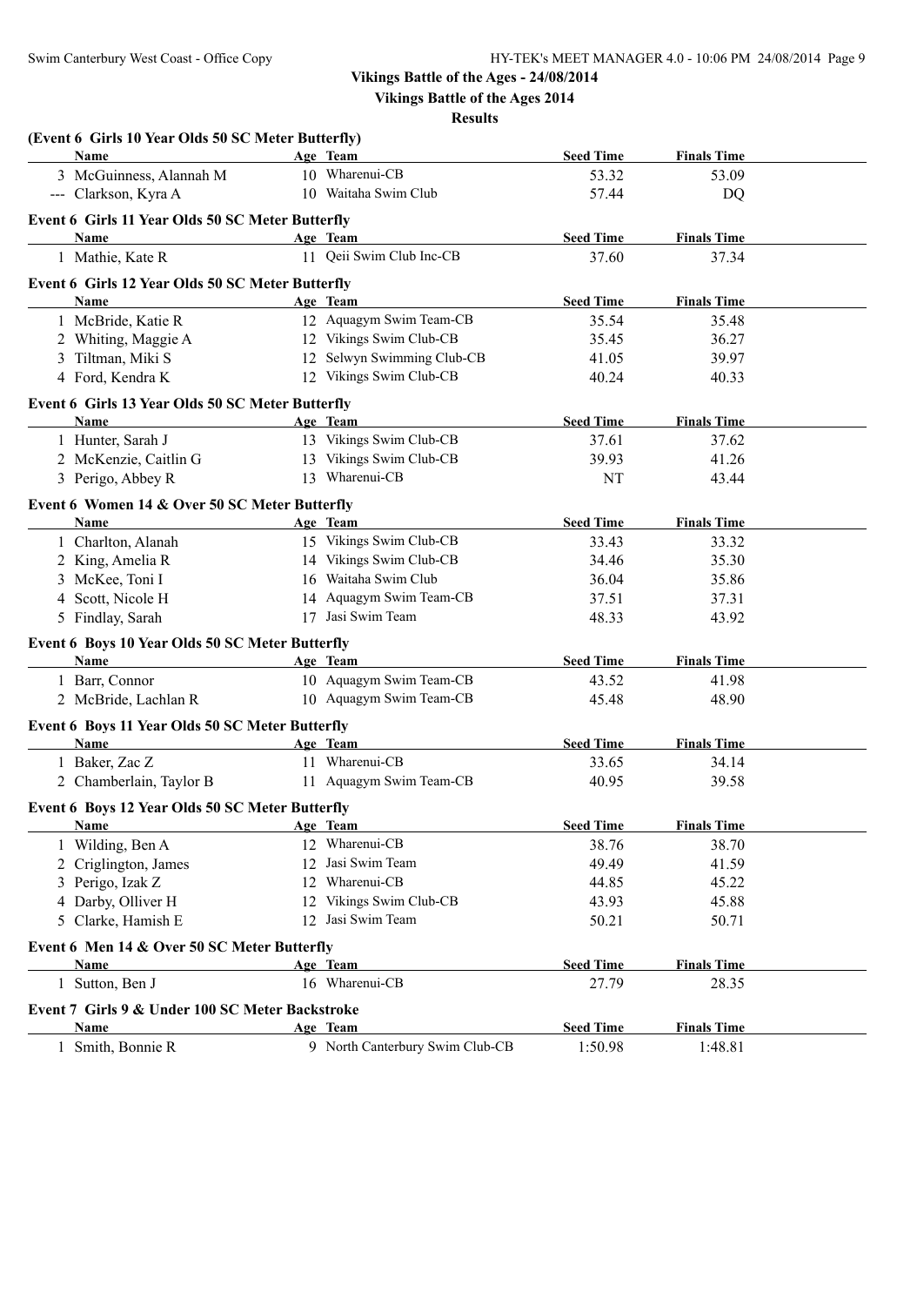**Vikings Battle of the Ages - 24/08/2014**

**Vikings Battle of the Ages 2014**

**Results**

### (Event 6 Girls 10 Year Olds 50 SC Meter Butterfly)

| | Name | Age | Team | Seed Time | Finals Time |
|---|---|---|---|---|---|
| 3 | McGuinness, Alannah M | 10 | Wharenui-CB | 53.32 | 53.09 |
| --- | Clarkson, Kyra A | 10 | Waitaha Swim Club | 57.44 | DQ |

### Event 6 Girls 11 Year Olds 50 SC Meter Butterfly

| | Name | Age | Team | Seed Time | Finals Time |
|---|---|---|---|---|---|
| 1 | Mathie, Kate R | 11 | Qeii Swim Club Inc-CB | 37.60 | 37.34 |

### Event 6 Girls 12 Year Olds 50 SC Meter Butterfly

| | Name | Age | Team | Seed Time | Finals Time |
|---|---|---|---|---|---|
| 1 | McBride, Katie R | 12 | Aquagym Swim Team-CB | 35.54 | 35.48 |
| 2 | Whiting, Maggie A | 12 | Vikings Swim Club-CB | 35.45 | 36.27 |
| 3 | Tiltman, Miki S | 12 | Selwyn Swimming Club-CB | 41.05 | 39.97 |
| 4 | Ford, Kendra K | 12 | Vikings Swim Club-CB | 40.24 | 40.33 |

### Event 6 Girls 13 Year Olds 50 SC Meter Butterfly

| | Name | Age | Team | Seed Time | Finals Time |
|---|---|---|---|---|---|
| 1 | Hunter, Sarah J | 13 | Vikings Swim Club-CB | 37.61 | 37.62 |
| 2 | McKenzie, Caitlin G | 13 | Vikings Swim Club-CB | 39.93 | 41.26 |
| 3 | Perigo, Abbey R | 13 | Wharenui-CB | NT | 43.44 |

### Event 6 Women 14 & Over 50 SC Meter Butterfly

| | Name | Age | Team | Seed Time | Finals Time |
|---|---|---|---|---|---|
| 1 | Charlton, Alanah | 15 | Vikings Swim Club-CB | 33.43 | 33.32 |
| 2 | King, Amelia R | 14 | Vikings Swim Club-CB | 34.46 | 35.30 |
| 3 | McKee, Toni I | 16 | Waitaha Swim Club | 36.04 | 35.86 |
| 4 | Scott, Nicole H | 14 | Aquagym Swim Team-CB | 37.51 | 37.31 |
| 5 | Findlay, Sarah | 17 | Jasi Swim Team | 48.33 | 43.92 |

### Event 6 Boys 10 Year Olds 50 SC Meter Butterfly

| | Name | Age | Team | Seed Time | Finals Time |
|---|---|---|---|---|---|
| 1 | Barr, Connor | 10 | Aquagym Swim Team-CB | 43.52 | 41.98 |
| 2 | McBride, Lachlan R | 10 | Aquagym Swim Team-CB | 45.48 | 48.90 |

### Event 6 Boys 11 Year Olds 50 SC Meter Butterfly

| | Name | Age | Team | Seed Time | Finals Time |
|---|---|---|---|---|---|
| 1 | Baker, Zac Z | 11 | Wharenui-CB | 33.65 | 34.14 |
| 2 | Chamberlain, Taylor B | 11 | Aquagym Swim Team-CB | 40.95 | 39.58 |

### Event 6 Boys 12 Year Olds 50 SC Meter Butterfly

| | Name | Age | Team | Seed Time | Finals Time |
|---|---|---|---|---|---|
| 1 | Wilding, Ben A | 12 | Wharenui-CB | 38.76 | 38.70 |
| 2 | Criglington, James | 12 | Jasi Swim Team | 49.49 | 41.59 |
| 3 | Perigo, Izak Z | 12 | Wharenui-CB | 44.85 | 45.22 |
| 4 | Darby, Olliver H | 12 | Vikings Swim Club-CB | 43.93 | 45.88 |
| 5 | Clarke, Hamish E | 12 | Jasi Swim Team | 50.21 | 50.71 |

### Event 6 Men 14 & Over 50 SC Meter Butterfly

| | Name | Age | Team | Seed Time | Finals Time |
|---|---|---|---|---|---|
| 1 | Sutton, Ben J | 16 | Wharenui-CB | 27.79 | 28.35 |

### Event 7 Girls 9 & Under 100 SC Meter Backstroke

| | Name | Age | Team | Seed Time | Finals Time |
|---|---|---|---|---|---|
| 1 | Smith, Bonnie R | 9 | North Canterbury Swim Club-CB | 1:50.98 | 1:48.81 |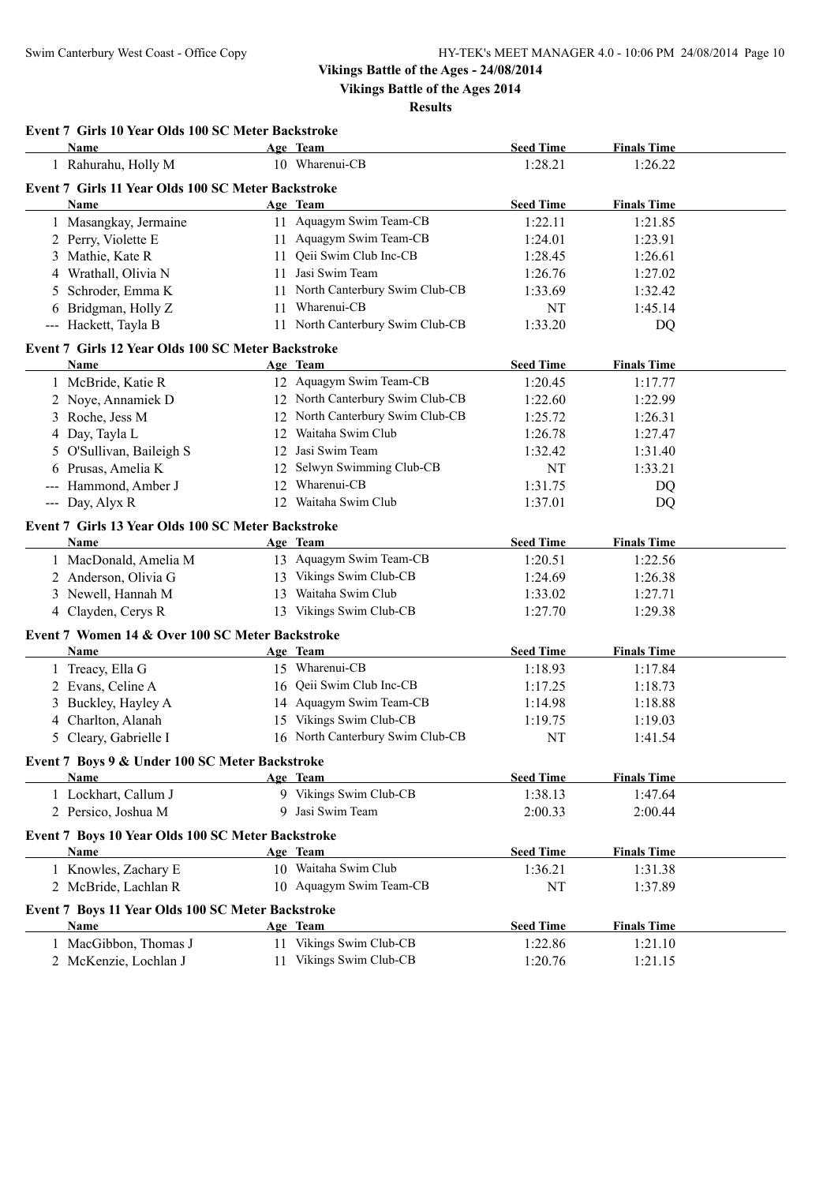**Vikings Battle of the Ages - 24/08/2014**

**Vikings Battle of the Ages 2014**

**Results**

### Event 7 Girls 10 Year Olds 100 SC Meter Backstroke

| | Name | Age | Team | Seed Time | Finals Time |
|---|---|---|---|---|---|
| 1 | Rahurahu, Holly M | 10 | Wharenui-CB | 1:28.21 | 1:26.22 |

### Event 7 Girls 11 Year Olds 100 SC Meter Backstroke

| | Name | Age | Team | Seed Time | Finals Time |
|---|---|---|---|---|---|
| 1 | Masangkay, Jermaine | 11 | Aquagym Swim Team-CB | 1:22.11 | 1:21.85 |
| 2 | Perry, Violette E | 11 | Aquagym Swim Team-CB | 1:24.01 | 1:23.91 |
| 3 | Mathie, Kate R | 11 | Qeii Swim Club Inc-CB | 1:28.45 | 1:26.61 |
| 4 | Wrathall, Olivia N | 11 | Jasi Swim Team | 1:26.76 | 1:27.02 |
| 5 | Schroder, Emma K | 11 | North Canterbury Swim Club-CB | 1:33.69 | 1:32.42 |
| 6 | Bridgman, Holly Z | 11 | Wharenui-CB | NT | 1:45.14 |
| --- | Hackett, Tayla B | 11 | North Canterbury Swim Club-CB | 1:33.20 | DQ |

### Event 7 Girls 12 Year Olds 100 SC Meter Backstroke

| | Name | Age | Team | Seed Time | Finals Time |
|---|---|---|---|---|---|
| 1 | McBride, Katie R | 12 | Aquagym Swim Team-CB | 1:20.45 | 1:17.77 |
| 2 | Noye, Annamiek D | 12 | North Canterbury Swim Club-CB | 1:22.60 | 1:22.99 |
| 3 | Roche, Jess M | 12 | North Canterbury Swim Club-CB | 1:25.72 | 1:26.31 |
| 4 | Day, Tayla L | 12 | Waitaha Swim Club | 1:26.78 | 1:27.47 |
| 5 | O'Sullivan, Baileigh S | 12 | Jasi Swim Team | 1:32.42 | 1:31.40 |
| 6 | Prusas, Amelia K | 12 | Selwyn Swimming Club-CB | NT | 1:33.21 |
| --- | Hammond, Amber J | 12 | Wharenui-CB | 1:31.75 | DQ |
| --- | Day, Alyx R | 12 | Waitaha Swim Club | 1:37.01 | DQ |

### Event 7 Girls 13 Year Olds 100 SC Meter Backstroke

| | Name | Age | Team | Seed Time | Finals Time |
|---|---|---|---|---|---|
| 1 | MacDonald, Amelia M | 13 | Aquagym Swim Team-CB | 1:20.51 | 1:22.56 |
| 2 | Anderson, Olivia G | 13 | Vikings Swim Club-CB | 1:24.69 | 1:26.38 |
| 3 | Newell, Hannah M | 13 | Waitaha Swim Club | 1:33.02 | 1:27.71 |
| 4 | Clayden, Cerys R | 13 | Vikings Swim Club-CB | 1:27.70 | 1:29.38 |

### Event 7 Women 14 & Over 100 SC Meter Backstroke

| | Name | Age | Team | Seed Time | Finals Time |
|---|---|---|---|---|---|
| 1 | Treacy, Ella G | 15 | Wharenui-CB | 1:18.93 | 1:17.84 |
| 2 | Evans, Celine A | 16 | Qeii Swim Club Inc-CB | 1:17.25 | 1:18.73 |
| 3 | Buckley, Hayley A | 14 | Aquagym Swim Team-CB | 1:14.98 | 1:18.88 |
| 4 | Charlton, Alanah | 15 | Vikings Swim Club-CB | 1:19.75 | 1:19.03 |
| 5 | Cleary, Gabrielle I | 16 | North Canterbury Swim Club-CB | NT | 1:41.54 |

### Event 7 Boys 9 & Under 100 SC Meter Backstroke

| | Name | Age | Team | Seed Time | Finals Time |
|---|---|---|---|---|---|
| 1 | Lockhart, Callum J | 9 | Vikings Swim Club-CB | 1:38.13 | 1:47.64 |
| 2 | Persico, Joshua M | 9 | Jasi Swim Team | 2:00.33 | 2:00.44 |

### Event 7 Boys 10 Year Olds 100 SC Meter Backstroke

| | Name | Age | Team | Seed Time | Finals Time |
|---|---|---|---|---|---|
| 1 | Knowles, Zachary E | 10 | Waitaha Swim Club | 1:36.21 | 1:31.38 |
| 2 | McBride, Lachlan R | 10 | Aquagym Swim Team-CB | NT | 1:37.89 |

### Event 7 Boys 11 Year Olds 100 SC Meter Backstroke

| | Name | Age | Team | Seed Time | Finals Time |
|---|---|---|---|---|---|
| 1 | MacGibbon, Thomas J | 11 | Vikings Swim Club-CB | 1:22.86 | 1:21.10 |
| 2 | McKenzie, Lochlan J | 11 | Vikings Swim Club-CB | 1:20.76 | 1:21.15 |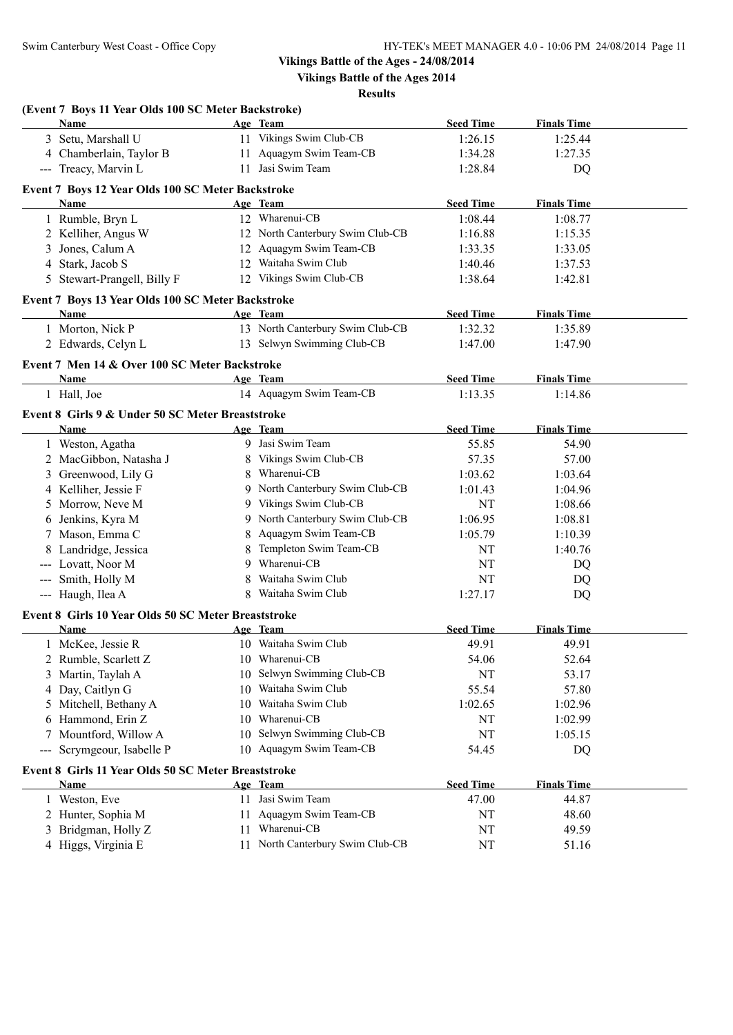Vikings Battle of the Ages - 24/08/2014

Vikings Battle of the Ages 2014

**Results**

**(Event 7 Boys 11 Year Olds 100 SC Meter Backstroke)**

| | Name | Age | Team | Seed Time | Finals Time |
|---|---|---|---|---|---|
| 3 | Setu, Marshall U | 11 | Vikings Swim Club-CB | 1:26.15 | 1:25.44 |
| 4 | Chamberlain, Taylor B | 11 | Aquagym Swim Team-CB | 1:34.28 | 1:27.35 |
| --- | Treacy, Marvin L | 11 | Jasi Swim Team | 1:28.84 | DQ |

**Event 7 Boys 12 Year Olds 100 SC Meter Backstroke**

| | Name | Age | Team | Seed Time | Finals Time |
|---|---|---|---|---|---|
| 1 | Rumble, Bryn L | 12 | Wharenui-CB | 1:08.44 | 1:08.77 |
| 2 | Kelliher, Angus W | 12 | North Canterbury Swim Club-CB | 1:16.88 | 1:15.35 |
| 3 | Jones, Calum A | 12 | Aquagym Swim Team-CB | 1:33.35 | 1:33.05 |
| 4 | Stark, Jacob S | 12 | Waitaha Swim Club | 1:40.46 | 1:37.53 |
| 5 | Stewart-Prangell, Billy F | 12 | Vikings Swim Club-CB | 1:38.64 | 1:42.81 |

**Event 7 Boys 13 Year Olds 100 SC Meter Backstroke**

| | Name | Age | Team | Seed Time | Finals Time |
|---|---|---|---|---|---|
| 1 | Morton, Nick P | 13 | North Canterbury Swim Club-CB | 1:32.32 | 1:35.89 |
| 2 | Edwards, Celyn L | 13 | Selwyn Swimming Club-CB | 1:47.00 | 1:47.90 |

**Event 7 Men 14 & Over 100 SC Meter Backstroke**

| | Name | Age | Team | Seed Time | Finals Time |
|---|---|---|---|---|---|
| 1 | Hall, Joe | 14 | Aquagym Swim Team-CB | 1:13.35 | 1:14.86 |

**Event 8 Girls 9 & Under 50 SC Meter Breaststroke**

| | Name | Age | Team | Seed Time | Finals Time |
|---|---|---|---|---|---|
| 1 | Weston, Agatha | 9 | Jasi Swim Team | 55.85 | 54.90 |
| 2 | MacGibbon, Natasha J | 8 | Vikings Swim Club-CB | 57.35 | 57.00 |
| 3 | Greenwood, Lily G | 8 | Wharenui-CB | 1:03.62 | 1:03.64 |
| 4 | Kelliher, Jessie F | 9 | North Canterbury Swim Club-CB | 1:01.43 | 1:04.96 |
| 5 | Morrow, Neve M | 9 | Vikings Swim Club-CB | NT | 1:08.66 |
| 6 | Jenkins, Kyra M | 9 | North Canterbury Swim Club-CB | 1:06.95 | 1:08.81 |
| 7 | Mason, Emma C | 8 | Aquagym Swim Team-CB | 1:05.79 | 1:10.39 |
| 8 | Landridge, Jessica | 8 | Templeton Swim Team-CB | NT | 1:40.76 |
| --- | Lovatt, Noor M | 9 | Wharenui-CB | NT | DQ |
| --- | Smith, Holly M | 8 | Waitaha Swim Club | NT | DQ |
| --- | Haugh, Ilea A | 8 | Waitaha Swim Club | 1:27.17 | DQ |

**Event 8 Girls 10 Year Olds 50 SC Meter Breaststroke**

| | Name | Age | Team | Seed Time | Finals Time |
|---|---|---|---|---|---|
| 1 | McKee, Jessie R | 10 | Waitaha Swim Club | 49.91 | 49.91 |
| 2 | Rumble, Scarlett Z | 10 | Wharenui-CB | 54.06 | 52.64 |
| 3 | Martin, Taylah A | 10 | Selwyn Swimming Club-CB | NT | 53.17 |
| 4 | Day, Caitlyn G | 10 | Waitaha Swim Club | 55.54 | 57.80 |
| 5 | Mitchell, Bethany A | 10 | Waitaha Swim Club | 1:02.65 | 1:02.96 |
| 6 | Hammond, Erin Z | 10 | Wharenui-CB | NT | 1:02.99 |
| 7 | Mountford, Willow A | 10 | Selwyn Swimming Club-CB | NT | 1:05.15 |
| --- | Scrymgeour, Isabelle P | 10 | Aquagym Swim Team-CB | 54.45 | DQ |

**Event 8 Girls 11 Year Olds 50 SC Meter Breaststroke**

| | Name | Age | Team | Seed Time | Finals Time |
|---|---|---|---|---|---|
| 1 | Weston, Eve | 11 | Jasi Swim Team | 47.00 | 44.87 |
| 2 | Hunter, Sophia M | 11 | Aquagym Swim Team-CB | NT | 48.60 |
| 3 | Bridgman, Holly Z | 11 | Wharenui-CB | NT | 49.59 |
| 4 | Higgs, Virginia E | 11 | North Canterbury Swim Club-CB | NT | 51.16 |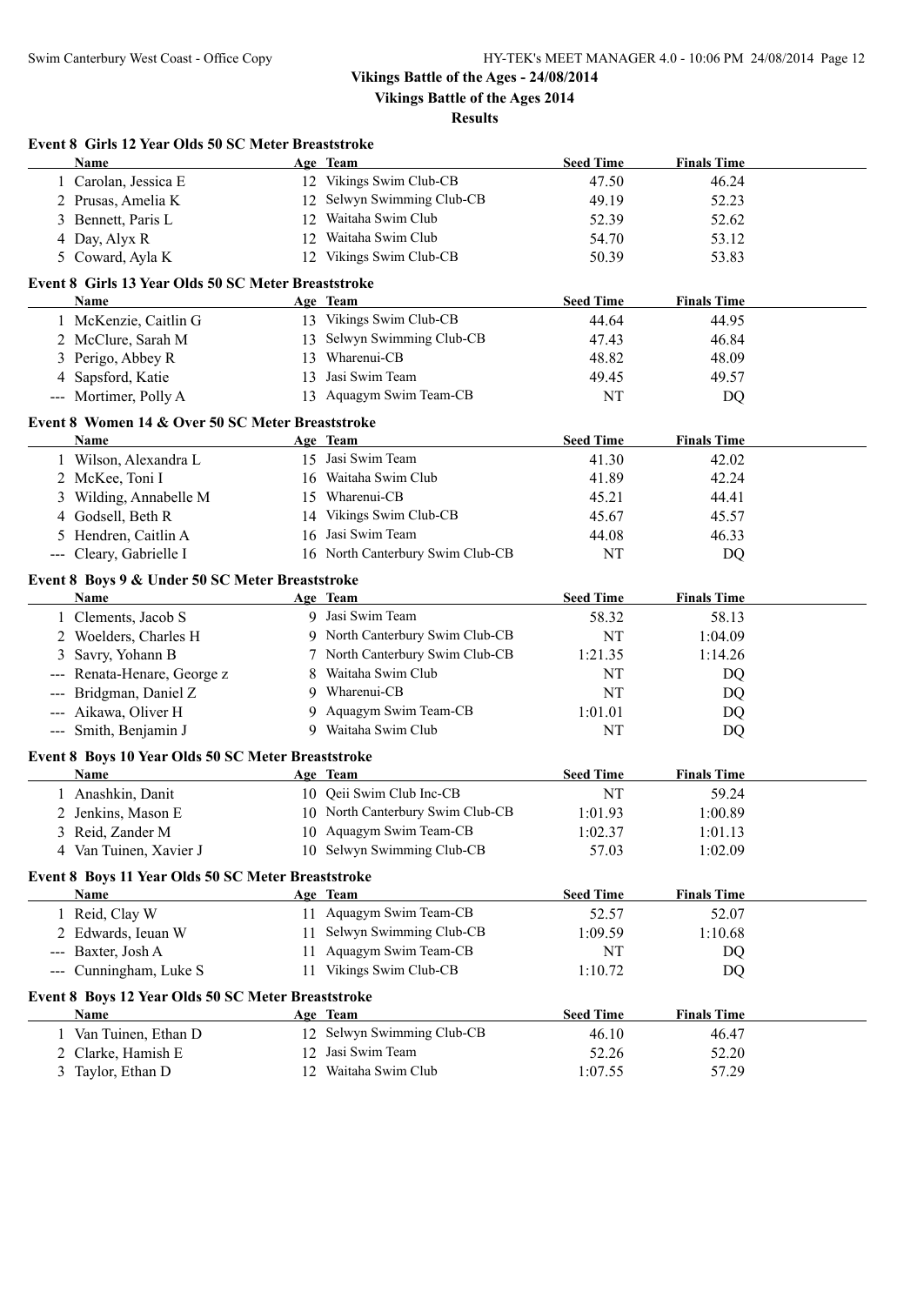## Vikings Battle of the Ages - 24/08/2014

## Vikings Battle of the Ages 2014

### Results

**Event 8 Girls 12 Year Olds 50 SC Meter Breaststroke**

| | Name | Age | Team | Seed Time | Finals Time |
|---|---|---|---|---|---|
| 1 | Carolan, Jessica E | 12 | Vikings Swim Club-CB | 47.50 | 46.24 |
| 2 | Prusas, Amelia K | 12 | Selwyn Swimming Club-CB | 49.19 | 52.23 |
| 3 | Bennett, Paris L | 12 | Waitaha Swim Club | 52.39 | 52.62 |
| 4 | Day, Alyx R | 12 | Waitaha Swim Club | 54.70 | 53.12 |
| 5 | Coward, Ayla K | 12 | Vikings Swim Club-CB | 50.39 | 53.83 |

**Event 8 Girls 13 Year Olds 50 SC Meter Breaststroke**

| | Name | Age | Team | Seed Time | Finals Time |
|---|---|---|---|---|---|
| 1 | McKenzie, Caitlin G | 13 | Vikings Swim Club-CB | 44.64 | 44.95 |
| 2 | McClure, Sarah M | 13 | Selwyn Swimming Club-CB | 47.43 | 46.84 |
| 3 | Perigo, Abbey R | 13 | Wharenui-CB | 48.82 | 48.09 |
| 4 | Sapsford, Katie | 13 | Jasi Swim Team | 49.45 | 49.57 |
| --- | Mortimer, Polly A | 13 | Aquagym Swim Team-CB | NT | DQ |

**Event 8 Women 14 & Over 50 SC Meter Breaststroke**

| | Name | Age | Team | Seed Time | Finals Time |
|---|---|---|---|---|---|
| 1 | Wilson, Alexandra L | 15 | Jasi Swim Team | 41.30 | 42.02 |
| 2 | McKee, Toni I | 16 | Waitaha Swim Club | 41.89 | 42.24 |
| 3 | Wilding, Annabelle M | 15 | Wharenui-CB | 45.21 | 44.41 |
| 4 | Godsell, Beth R | 14 | Vikings Swim Club-CB | 45.67 | 45.57 |
| 5 | Hendren, Caitlin A | 16 | Jasi Swim Team | 44.08 | 46.33 |
| --- | Cleary, Gabrielle I | 16 | North Canterbury Swim Club-CB | NT | DQ |

**Event 8 Boys 9 & Under 50 SC Meter Breaststroke**

| | Name | Age | Team | Seed Time | Finals Time |
|---|---|---|---|---|---|
| 1 | Clements, Jacob S | 9 | Jasi Swim Team | 58.32 | 58.13 |
| 2 | Woelders, Charles H | 9 | North Canterbury Swim Club-CB | NT | 1:04.09 |
| 3 | Savry, Yohann B | 7 | North Canterbury Swim Club-CB | 1:21.35 | 1:14.26 |
| --- | Renata-Henare, George z | 8 | Waitaha Swim Club | NT | DQ |
| --- | Bridgman, Daniel Z | 9 | Wharenui-CB | NT | DQ |
| --- | Aikawa, Oliver H | 9 | Aquagym Swim Team-CB | 1:01.01 | DQ |
| --- | Smith, Benjamin J | 9 | Waitaha Swim Club | NT | DQ |

**Event 8 Boys 10 Year Olds 50 SC Meter Breaststroke**

| | Name | Age | Team | Seed Time | Finals Time |
|---|---|---|---|---|---|
| 1 | Anashkin, Danit | 10 | Qeii Swim Club Inc-CB | NT | 59.24 |
| 2 | Jenkins, Mason E | 10 | North Canterbury Swim Club-CB | 1:01.93 | 1:00.89 |
| 3 | Reid, Zander M | 10 | Aquagym Swim Team-CB | 1:02.37 | 1:01.13 |
| 4 | Van Tuinen, Xavier J | 10 | Selwyn Swimming Club-CB | 57.03 | 1:02.09 |

**Event 8 Boys 11 Year Olds 50 SC Meter Breaststroke**

| | Name | Age | Team | Seed Time | Finals Time |
|---|---|---|---|---|---|
| 1 | Reid, Clay W | 11 | Aquagym Swim Team-CB | 52.57 | 52.07 |
| 2 | Edwards, Ieuan W | 11 | Selwyn Swimming Club-CB | 1:09.59 | 1:10.68 |
| --- | Baxter, Josh A | 11 | Aquagym Swim Team-CB | NT | DQ |
| --- | Cunningham, Luke S | 11 | Vikings Swim Club-CB | 1:10.72 | DQ |

**Event 8 Boys 12 Year Olds 50 SC Meter Breaststroke**

| | Name | Age | Team | Seed Time | Finals Time |
|---|---|---|---|---|---|
| 1 | Van Tuinen, Ethan D | 12 | Selwyn Swimming Club-CB | 46.10 | 46.47 |
| 2 | Clarke, Hamish E | 12 | Jasi Swim Team | 52.26 | 52.20 |
| 3 | Taylor, Ethan D | 12 | Waitaha Swim Club | 1:07.55 | 57.29 |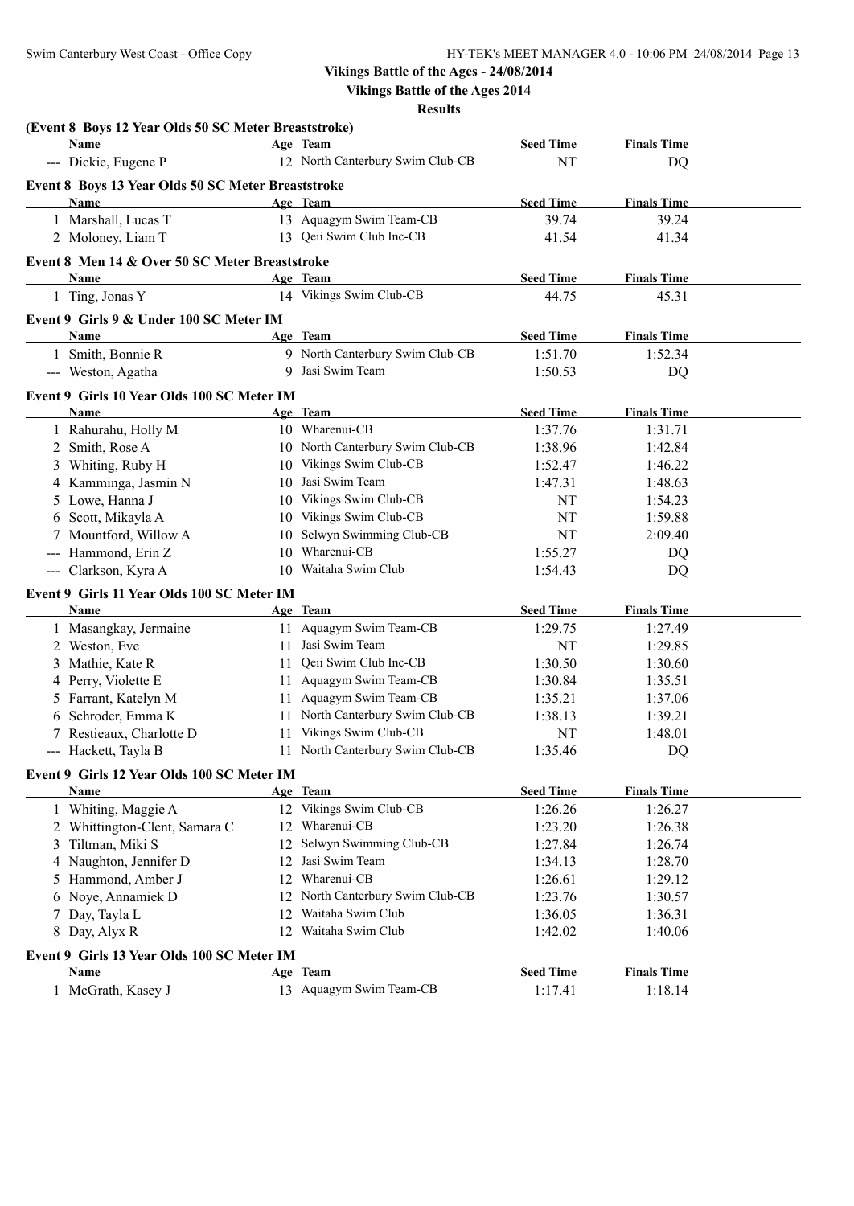**Vikings Battle of the Ages - 24/08/2014**

**Vikings Battle of the Ages 2014**

**Results**

### (Event 8 Boys 12 Year Olds 50 SC Meter Breaststroke)

| | Name | Age | Team | Seed Time | Finals Time |
|---|---|---|---|---|---|
| --- | Dickie, Eugene P | 12 | North Canterbury Swim Club-CB | NT | DQ |

### Event 8 Boys 13 Year Olds 50 SC Meter Breaststroke

| | Name | Age | Team | Seed Time | Finals Time |
|---|---|---|---|---|---|
| 1 | Marshall, Lucas T | 13 | Aquagym Swim Team-CB | 39.74 | 39.24 |
| 2 | Moloney, Liam T | 13 | Qeii Swim Club Inc-CB | 41.54 | 41.34 |

### Event 8 Men 14 & Over 50 SC Meter Breaststroke

| | Name | Age | Team | Seed Time | Finals Time |
|---|---|---|---|---|---|
| 1 | Ting, Jonas Y | 14 | Vikings Swim Club-CB | 44.75 | 45.31 |

### Event 9 Girls 9 & Under 100 SC Meter IM

| | Name | Age | Team | Seed Time | Finals Time |
|---|---|---|---|---|---|
| 1 | Smith, Bonnie R | 9 | North Canterbury Swim Club-CB | 1:51.70 | 1:52.34 |
| --- | Weston, Agatha | 9 | Jasi Swim Team | 1:50.53 | DQ |

### Event 9 Girls 10 Year Olds 100 SC Meter IM

| | Name | Age | Team | Seed Time | Finals Time |
|---|---|---|---|---|---|
| 1 | Rahurahu, Holly M | 10 | Wharenui-CB | 1:37.76 | 1:31.71 |
| 2 | Smith, Rose A | 10 | North Canterbury Swim Club-CB | 1:38.96 | 1:42.84 |
| 3 | Whiting, Ruby H | 10 | Vikings Swim Club-CB | 1:52.47 | 1:46.22 |
| 4 | Kamminga, Jasmin N | 10 | Jasi Swim Team | 1:47.31 | 1:48.63 |
| 5 | Lowe, Hanna J | 10 | Vikings Swim Club-CB | NT | 1:54.23 |
| 6 | Scott, Mikayla A | 10 | Vikings Swim Club-CB | NT | 1:59.88 |
| 7 | Mountford, Willow A | 10 | Selwyn Swimming Club-CB | NT | 2:09.40 |
| --- | Hammond, Erin Z | 10 | Wharenui-CB | 1:55.27 | DQ |
| --- | Clarkson, Kyra A | 10 | Waitaha Swim Club | 1:54.43 | DQ |

### Event 9 Girls 11 Year Olds 100 SC Meter IM

| | Name | Age | Team | Seed Time | Finals Time |
|---|---|---|---|---|---|
| 1 | Masangkay, Jermaine | 11 | Aquagym Swim Team-CB | 1:29.75 | 1:27.49 |
| 2 | Weston, Eve | 11 | Jasi Swim Team | NT | 1:29.85 |
| 3 | Mathie, Kate R | 11 | Qeii Swim Club Inc-CB | 1:30.50 | 1:30.60 |
| 4 | Perry, Violette E | 11 | Aquagym Swim Team-CB | 1:30.84 | 1:35.51 |
| 5 | Farrant, Katelyn M | 11 | Aquagym Swim Team-CB | 1:35.21 | 1:37.06 |
| 6 | Schroder, Emma K | 11 | North Canterbury Swim Club-CB | 1:38.13 | 1:39.21 |
| 7 | Restieaux, Charlotte D | 11 | Vikings Swim Club-CB | NT | 1:48.01 |
| --- | Hackett, Tayla B | 11 | North Canterbury Swim Club-CB | 1:35.46 | DQ |

### Event 9 Girls 12 Year Olds 100 SC Meter IM

| | Name | Age | Team | Seed Time | Finals Time |
|---|---|---|---|---|---|
| 1 | Whiting, Maggie A | 12 | Vikings Swim Club-CB | 1:26.26 | 1:26.27 |
| 2 | Whittington-Clent, Samara C | 12 | Wharenui-CB | 1:23.20 | 1:26.38 |
| 3 | Tiltman, Miki S | 12 | Selwyn Swimming Club-CB | 1:27.84 | 1:26.74 |
| 4 | Naughton, Jennifer D | 12 | Jasi Swim Team | 1:34.13 | 1:28.70 |
| 5 | Hammond, Amber J | 12 | Wharenui-CB | 1:26.61 | 1:29.12 |
| 6 | Noye, Annamiek D | 12 | North Canterbury Swim Club-CB | 1:23.76 | 1:30.57 |
| 7 | Day, Tayla L | 12 | Waitaha Swim Club | 1:36.05 | 1:36.31 |
| 8 | Day, Alyx R | 12 | Waitaha Swim Club | 1:42.02 | 1:40.06 |

### Event 9 Girls 13 Year Olds 100 SC Meter IM

| | Name | Age | Team | Seed Time | Finals Time |
|---|---|---|---|---|---|
| 1 | McGrath, Kasey J | 13 | Aquagym Swim Team-CB | 1:17.41 | 1:18.14 |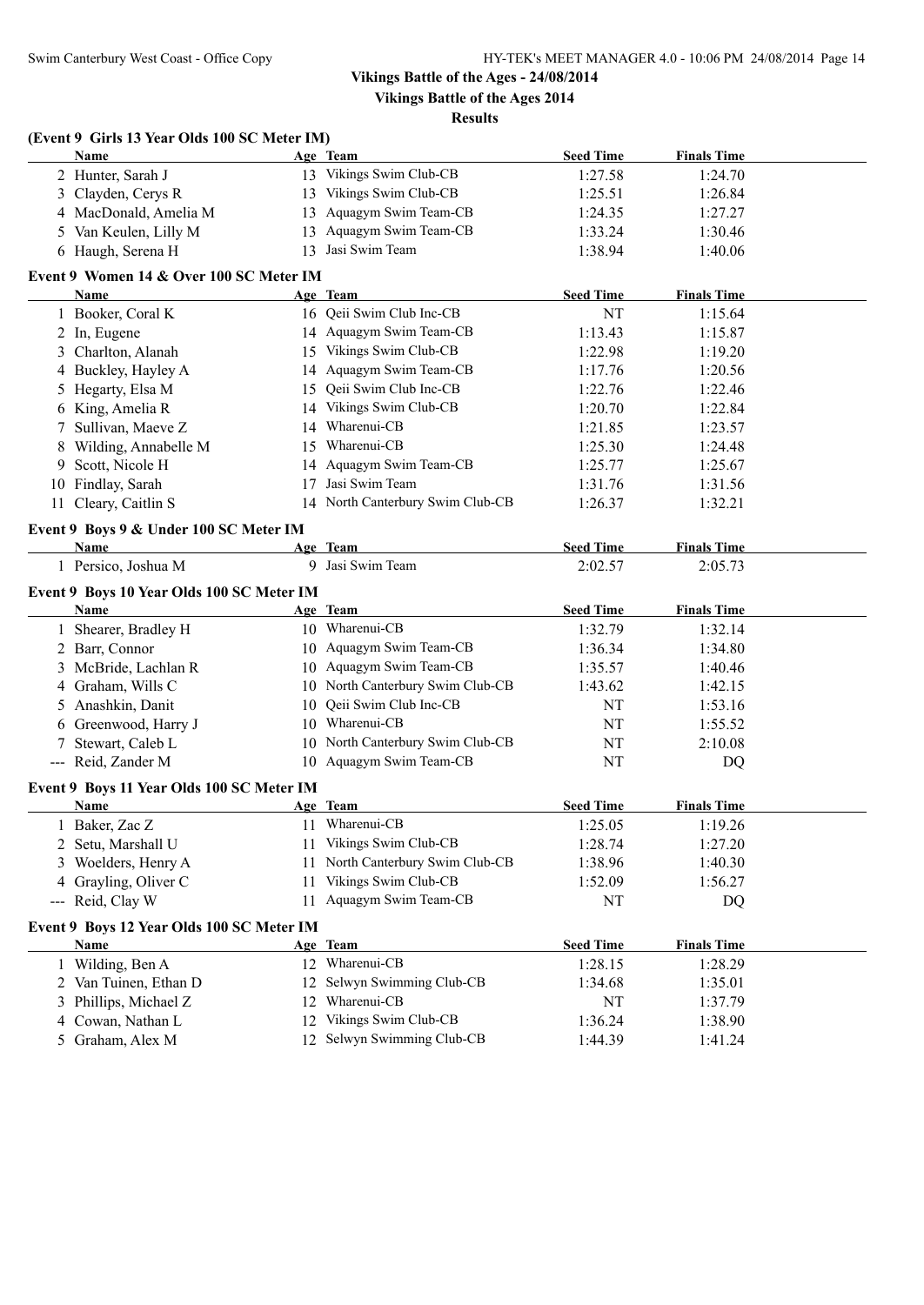**Vikings Battle of the Ages - 24/08/2014**

**Vikings Battle of the Ages 2014**

**Results**

### (Event 9 Girls 13 Year Olds 100 SC Meter IM)

| | Name | Age | Team | Seed Time | Finals Time |
|---|---|---|---|---|---|
| 2 | Hunter, Sarah J | 13 | Vikings Swim Club-CB | 1:27.58 | 1:24.70 |
| 3 | Clayden, Cerys R | 13 | Vikings Swim Club-CB | 1:25.51 | 1:26.84 |
| 4 | MacDonald, Amelia M | 13 | Aquagym Swim Team-CB | 1:24.35 | 1:27.27 |
| 5 | Van Keulen, Lilly M | 13 | Aquagym Swim Team-CB | 1:33.24 | 1:30.46 |
| 6 | Haugh, Serena H | 13 | Jasi Swim Team | 1:38.94 | 1:40.06 |

### Event 9 Women 14 & Over 100 SC Meter IM

| | Name | Age | Team | Seed Time | Finals Time |
|---|---|---|---|---|---|
| 1 | Booker, Coral K | 16 | Qeii Swim Club Inc-CB | NT | 1:15.64 |
| 2 | In, Eugene | 14 | Aquagym Swim Team-CB | 1:13.43 | 1:15.87 |
| 3 | Charlton, Alanah | 15 | Vikings Swim Club-CB | 1:22.98 | 1:19.20 |
| 4 | Buckley, Hayley A | 14 | Aquagym Swim Team-CB | 1:17.76 | 1:20.56 |
| 5 | Hegarty, Elsa M | 15 | Qeii Swim Club Inc-CB | 1:22.76 | 1:22.46 |
| 6 | King, Amelia R | 14 | Vikings Swim Club-CB | 1:20.70 | 1:22.84 |
| 7 | Sullivan, Maeve Z | 14 | Wharenui-CB | 1:21.85 | 1:23.57 |
| 8 | Wilding, Annabelle M | 15 | Wharenui-CB | 1:25.30 | 1:24.48 |
| 9 | Scott, Nicole H | 14 | Aquagym Swim Team-CB | 1:25.77 | 1:25.67 |
| 10 | Findlay, Sarah | 17 | Jasi Swim Team | 1:31.76 | 1:31.56 |
| 11 | Cleary, Caitlin S | 14 | North Canterbury Swim Club-CB | 1:26.37 | 1:32.21 |

### Event 9 Boys 9 & Under 100 SC Meter IM

| | Name | Age | Team | Seed Time | Finals Time |
|---|---|---|---|---|---|
| 1 | Persico, Joshua M | 9 | Jasi Swim Team | 2:02.57 | 2:05.73 |

### Event 9 Boys 10 Year Olds 100 SC Meter IM

| | Name | Age | Team | Seed Time | Finals Time |
|---|---|---|---|---|---|
| 1 | Shearer, Bradley H | 10 | Wharenui-CB | 1:32.79 | 1:32.14 |
| 2 | Barr, Connor | 10 | Aquagym Swim Team-CB | 1:36.34 | 1:34.80 |
| 3 | McBride, Lachlan R | 10 | Aquagym Swim Team-CB | 1:35.57 | 1:40.46 |
| 4 | Graham, Wills C | 10 | North Canterbury Swim Club-CB | 1:43.62 | 1:42.15 |
| 5 | Anashkin, Danit | 10 | Qeii Swim Club Inc-CB | NT | 1:53.16 |
| 6 | Greenwood, Harry J | 10 | Wharenui-CB | NT | 1:55.52 |
| 7 | Stewart, Caleb L | 10 | North Canterbury Swim Club-CB | NT | 2:10.08 |
| --- | Reid, Zander M | 10 | Aquagym Swim Team-CB | NT | DQ |

### Event 9 Boys 11 Year Olds 100 SC Meter IM

| | Name | Age | Team | Seed Time | Finals Time |
|---|---|---|---|---|---|
| 1 | Baker, Zac Z | 11 | Wharenui-CB | 1:25.05 | 1:19.26 |
| 2 | Setu, Marshall U | 11 | Vikings Swim Club-CB | 1:28.74 | 1:27.20 |
| 3 | Woelders, Henry A | 11 | North Canterbury Swim Club-CB | 1:38.96 | 1:40.30 |
| 4 | Grayling, Oliver C | 11 | Vikings Swim Club-CB | 1:52.09 | 1:56.27 |
| --- | Reid, Clay W | 11 | Aquagym Swim Team-CB | NT | DQ |

### Event 9 Boys 12 Year Olds 100 SC Meter IM

| | Name | Age | Team | Seed Time | Finals Time |
|---|---|---|---|---|---|
| 1 | Wilding, Ben A | 12 | Wharenui-CB | 1:28.15 | 1:28.29 |
| 2 | Van Tuinen, Ethan D | 12 | Selwyn Swimming Club-CB | 1:34.68 | 1:35.01 |
| 3 | Phillips, Michael Z | 12 | Wharenui-CB | NT | 1:37.79 |
| 4 | Cowan, Nathan L | 12 | Vikings Swim Club-CB | 1:36.24 | 1:38.90 |
| 5 | Graham, Alex M | 12 | Selwyn Swimming Club-CB | 1:44.39 | 1:41.24 |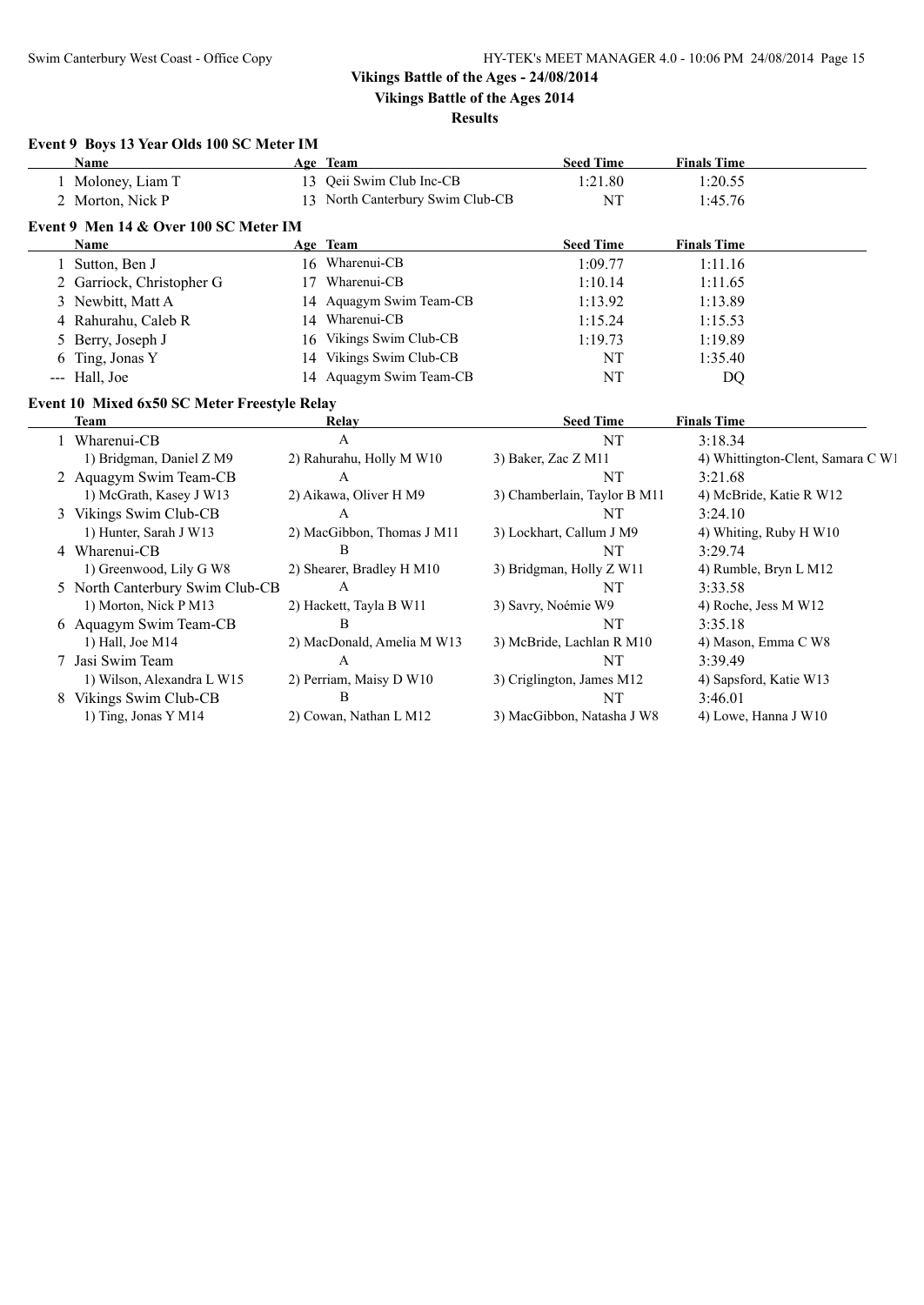# Vikings Battle of the Ages - 24/08/2014

## Vikings Battle of the Ages 2014

## Results

### Event 9 Boys 13 Year Olds 100 SC Meter IM

| | Name | Age | Team | Seed Time | Finals Time |
|---|---|---|---|---|---|
| 1 | Moloney, Liam T | 13 | Qeii Swim Club Inc-CB | 1:21.80 | 1:20.55 |
| 2 | Morton, Nick P | 13 | North Canterbury Swim Club-CB | NT | 1:45.76 |

### Event 9 Men 14 & Over 100 SC Meter IM

| | Name | Age | Team | Seed Time | Finals Time |
|---|---|---|---|---|---|
| 1 | Sutton, Ben J | 16 | Wharenui-CB | 1:09.77 | 1:11.16 |
| 2 | Garriock, Christopher G | 17 | Wharenui-CB | 1:10.14 | 1:11.65 |
| 3 | Newbitt, Matt A | 14 | Aquagym Swim Team-CB | 1:13.92 | 1:13.89 |
| 4 | Rahurahu, Caleb R | 14 | Wharenui-CB | 1:15.24 | 1:15.53 |
| 5 | Berry, Joseph J | 16 | Vikings Swim Club-CB | 1:19.73 | 1:19.89 |
| 6 | Ting, Jonas Y | 14 | Vikings Swim Club-CB | NT | 1:35.40 |
| --- | Hall, Joe | 14 | Aquagym Swim Team-CB | NT | DQ |

### Event 10 Mixed 6x50 SC Meter Freestyle Relay

| | Team | Relay | Seed Time | Finals Time |
|---|---|---|---|---|
| 1 | Wharenui-CB | A | NT | 3:18.34 |
| | 1) Bridgman, Daniel Z M9 | 2) Rahurahu, Holly M W10 | 3) Baker, Zac Z M11 | 4) Whittington-Clent, Samara C W1 |
| 2 | Aquagym Swim Team-CB | A | NT | 3:21.68 |
| | 1) McGrath, Kasey J W13 | 2) Aikawa, Oliver H M9 | 3) Chamberlain, Taylor B M11 | 4) McBride, Katie R W12 |
| 3 | Vikings Swim Club-CB | A | NT | 3:24.10 |
| | 1) Hunter, Sarah J W13 | 2) MacGibbon, Thomas J M11 | 3) Lockhart, Callum J M9 | 4) Whiting, Ruby H W10 |
| 4 | Wharenui-CB | B | NT | 3:29.74 |
| | 1) Greenwood, Lily G W8 | 2) Shearer, Bradley H M10 | 3) Bridgman, Holly Z W11 | 4) Rumble, Bryn L M12 |
| 5 | North Canterbury Swim Club-CB | A | NT | 3:33.58 |
| | 1) Morton, Nick P M13 | 2) Hackett, Tayla B W11 | 3) Savry, Noémie W9 | 4) Roche, Jess M W12 |
| 6 | Aquagym Swim Team-CB | B | NT | 3:35.18 |
| | 1) Hall, Joe M14 | 2) MacDonald, Amelia M W13 | 3) McBride, Lachlan R M10 | 4) Mason, Emma C W8 |
| 7 | Jasi Swim Team | A | NT | 3:39.49 |
| | 1) Wilson, Alexandra L W15 | 2) Perriam, Maisy D W10 | 3) Criglington, James M12 | 4) Sapsford, Katie W13 |
| 8 | Vikings Swim Club-CB | B | NT | 3:46.01 |
| | 1) Ting, Jonas Y M14 | 2) Cowan, Nathan L M12 | 3) MacGibbon, Natasha J W8 | 4) Lowe, Hanna J W10 |